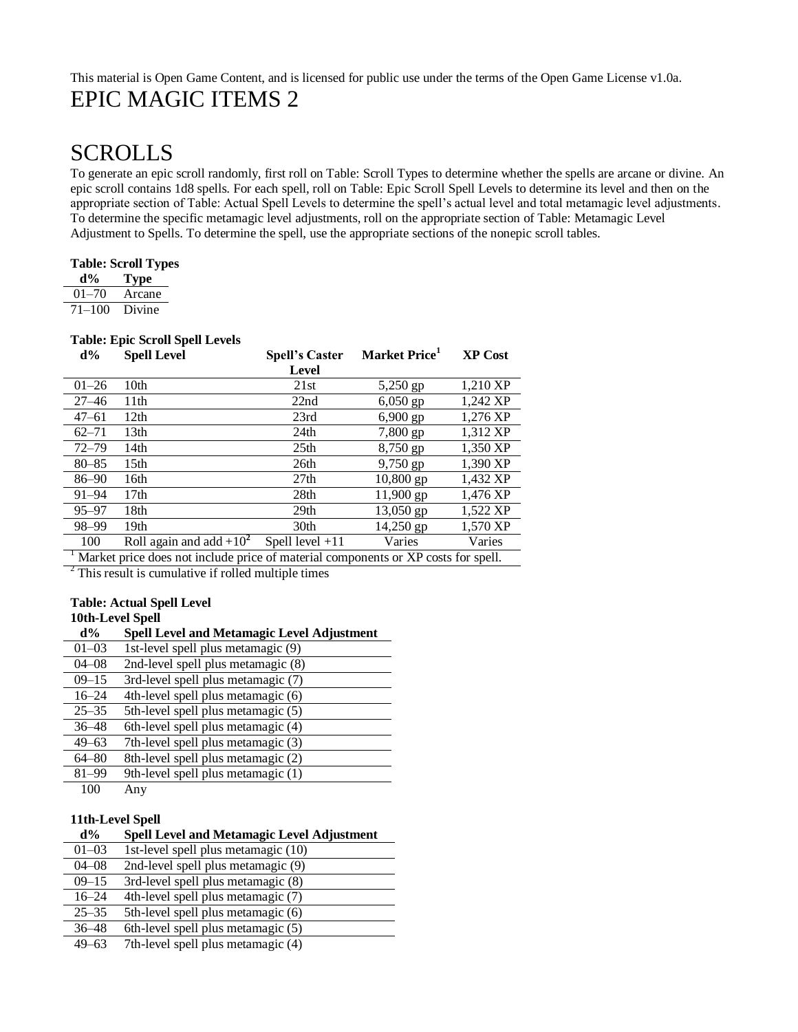This material is Open Game Content, and is licensed for public use under the terms of the Open Game License v1.0a.

# EPIC MAGIC ITEMS 2

## SCROLLS

To generate an epic scroll randomly, first roll on Table: Scroll Types to determine whether the spells are arcane or divine. An epic scroll contains 1d8 spells. For each spell, roll on Table: Epic Scroll Spell Levels to determine its level and then on the appropriate section of Table: Actual Spell Levels to determine the spell's actual level and total metamagic level adjustments. To determine the specific metamagic level adjustments, roll on the appropriate section of Table: Metamagic Level Adjustment to Spells. To determine the spell, use the appropriate sections of the nonepic scroll tables.

**Table: Scroll Types**

| d% | Type |
|---|---|
| 01–70 | Arcane |
| 71–100 | Divine |

**Table: Epic Scroll Spell Levels**

| d% | Spell Level | Spell's Caster Level | Market Price[1] | XP Cost |
|---|---|---|---|---|
| 01–26 | 10th | 21st | 5,250 gp | 1,210 XP |
| 27–46 | 11th | 22nd | 6,050 gp | 1,242 XP |
| 47–61 | 12th | 23rd | 6,900 gp | 1,276 XP |
| 62–71 | 13th | 24th | 7,800 gp | 1,312 XP |
| 72–79 | 14th | 25th | 8,750 gp | 1,350 XP |
| 80–85 | 15th | 26th | 9,750 gp | 1,390 XP |
| 86–90 | 16th | 27th | 10,800 gp | 1,432 XP |
| 91–94 | 17th | 28th | 11,900 gp | 1,476 XP |
| 95–97 | 18th | 29th | 13,050 gp | 1,522 XP |
| 98–99 | 19th | 30th | 14,250 gp | 1,570 XP |
| 100 | Roll again and add +10[2] | Spell level +11 | Varies | Varies |

[1] Market price does not include price of material components or XP costs for spell.

[2] This result is cumulative if rolled multiple times

**Table: Actual Spell Level**

**10th-Level Spell**

| d% | Spell Level and Metamagic Level Adjustment |
|---|---|
| 01–03 | 1st-level spell plus metamagic (9) |
| 04–08 | 2nd-level spell plus metamagic (8) |
| 09–15 | 3rd-level spell plus metamagic (7) |
| 16–24 | 4th-level spell plus metamagic (6) |
| 25–35 | 5th-level spell plus metamagic (5) |
| 36–48 | 6th-level spell plus metamagic (4) |
| 49–63 | 7th-level spell plus metamagic (3) |
| 64–80 | 8th-level spell plus metamagic (2) |
| 81–99 | 9th-level spell plus metamagic (1) |
| 100 | Any |

**11th-Level Spell**

| d% | Spell Level and Metamagic Level Adjustment |
|---|---|
| 01–03 | 1st-level spell plus metamagic (10) |
| 04–08 | 2nd-level spell plus metamagic (9) |
| 09–15 | 3rd-level spell plus metamagic (8) |
| 16–24 | 4th-level spell plus metamagic (7) |
| 25–35 | 5th-level spell plus metamagic (6) |
| 36–48 | 6th-level spell plus metamagic (5) |
| 49–63 | 7th-level spell plus metamagic (4) |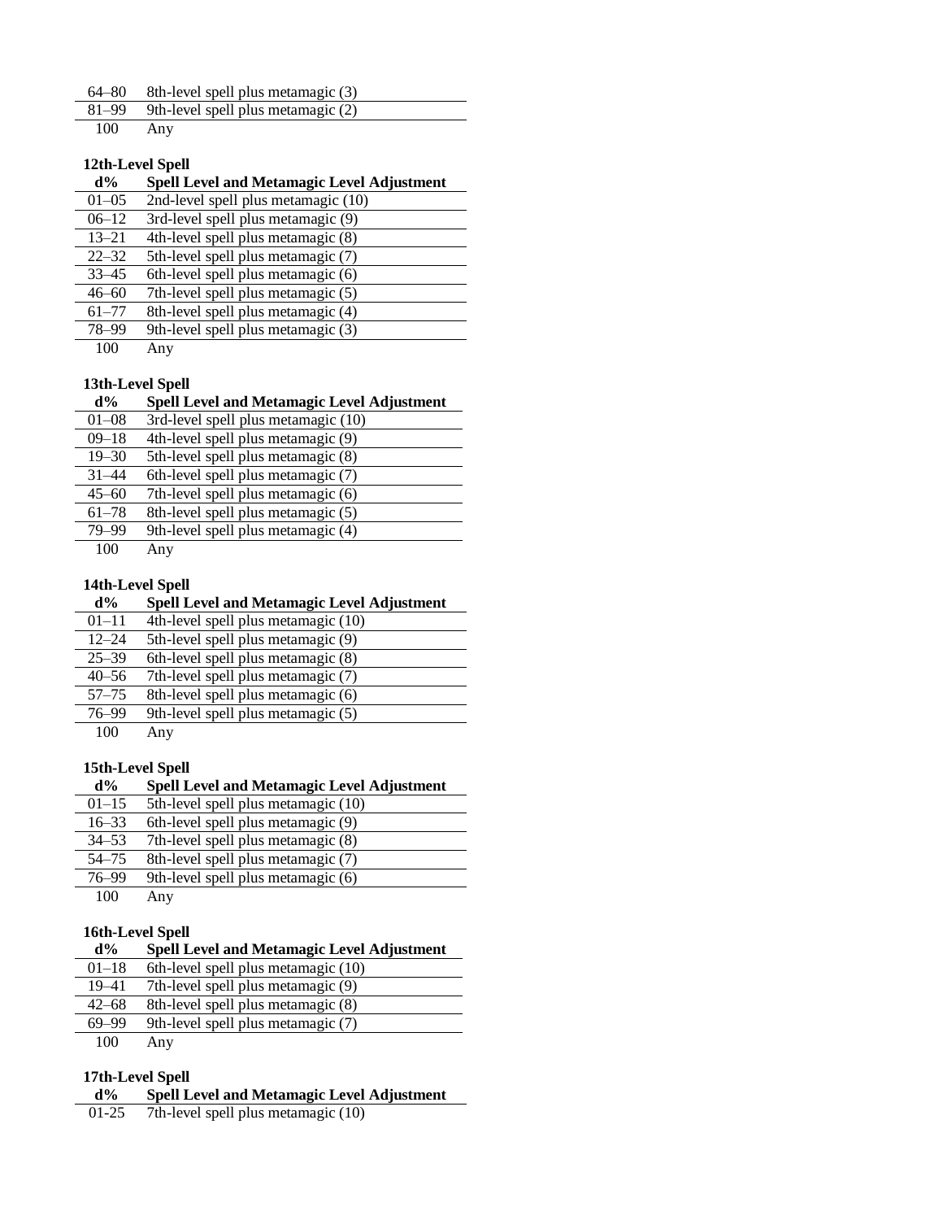| d% | Spell Level and Metamagic Level Adjustment |
|---|---|
| 64–80 | 8th-level spell plus metamagic (3) |
| 81–99 | 9th-level spell plus metamagic (2) |
| 100 | Any |

**12th-Level Spell**

| d% | Spell Level and Metamagic Level Adjustment |
|---|---|
| 01–05 | 2nd-level spell plus metamagic (10) |
| 06–12 | 3rd-level spell plus metamagic (9) |
| 13–21 | 4th-level spell plus metamagic (8) |
| 22–32 | 5th-level spell plus metamagic (7) |
| 33–45 | 6th-level spell plus metamagic (6) |
| 46–60 | 7th-level spell plus metamagic (5) |
| 61–77 | 8th-level spell plus metamagic (4) |
| 78–99 | 9th-level spell plus metamagic (3) |
| 100 | Any |

**13th-Level Spell**

| d% | Spell Level and Metamagic Level Adjustment |
|---|---|
| 01–08 | 3rd-level spell plus metamagic (10) |
| 09–18 | 4th-level spell plus metamagic (9) |
| 19–30 | 5th-level spell plus metamagic (8) |
| 31–44 | 6th-level spell plus metamagic (7) |
| 45–60 | 7th-level spell plus metamagic (6) |
| 61–78 | 8th-level spell plus metamagic (5) |
| 79–99 | 9th-level spell plus metamagic (4) |
| 100 | Any |

**14th-Level Spell**

| d% | Spell Level and Metamagic Level Adjustment |
|---|---|
| 01–11 | 4th-level spell plus metamagic (10) |
| 12–24 | 5th-level spell plus metamagic (9) |
| 25–39 | 6th-level spell plus metamagic (8) |
| 40–56 | 7th-level spell plus metamagic (7) |
| 57–75 | 8th-level spell plus metamagic (6) |
| 76–99 | 9th-level spell plus metamagic (5) |
| 100 | Any |

**15th-Level Spell**

| d% | Spell Level and Metamagic Level Adjustment |
|---|---|
| 01–15 | 5th-level spell plus metamagic (10) |
| 16–33 | 6th-level spell plus metamagic (9) |
| 34–53 | 7th-level spell plus metamagic (8) |
| 54–75 | 8th-level spell plus metamagic (7) |
| 76–99 | 9th-level spell plus metamagic (6) |
| 100 | Any |

**16th-Level Spell**

| d% | Spell Level and Metamagic Level Adjustment |
|---|---|
| 01–18 | 6th-level spell plus metamagic (10) |
| 19–41 | 7th-level spell plus metamagic (9) |
| 42–68 | 8th-level spell plus metamagic (8) |
| 69–99 | 9th-level spell plus metamagic (7) |
| 100 | Any |

**17th-Level Spell**

| d% | Spell Level and Metamagic Level Adjustment |
|---|---|
| 01-25 | 7th-level spell plus metamagic (10) |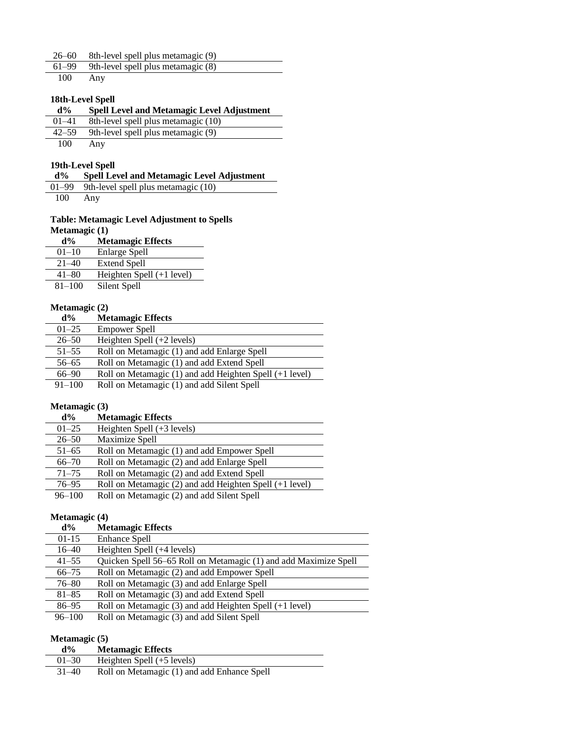| | |
|---|---|
| 26–60 | 8th-level spell plus metamagic (9) |
| 61–99 | 9th-level spell plus metamagic (8) |
| 100 | Any |

**18th-Level Spell**

| d% | Spell Level and Metamagic Level Adjustment |
|---|---|
| 01–41 | 8th-level spell plus metamagic (10) |
| 42–59 | 9th-level spell plus metamagic (9) |
| 100 | Any |

**19th-Level Spell**

| d% | Spell Level and Metamagic Level Adjustment |
|---|---|
| 01–99 | 9th-level spell plus metamagic (10) |
| 100 | Any |

**Table: Metamagic Level Adjustment to Spells**

**Metamagic (1)**

| d% | Metamagic Effects |
|---|---|
| 01–10 | Enlarge Spell |
| 21–40 | Extend Spell |
| 41–80 | Heighten Spell (+1 level) |
| 81–100 | Silent Spell |

**Metamagic (2)**

| d% | Metamagic Effects |
|---|---|
| 01–25 | Empower Spell |
| 26–50 | Heighten Spell (+2 levels) |
| 51–55 | Roll on Metamagic (1) and add Enlarge Spell |
| 56–65 | Roll on Metamagic (1) and add Extend Spell |
| 66–90 | Roll on Metamagic (1) and add Heighten Spell (+1 level) |
| 91–100 | Roll on Metamagic (1) and add Silent Spell |

**Metamagic (3)**

| d% | Metamagic Effects |
|---|---|
| 01–25 | Heighten Spell (+3 levels) |
| 26–50 | Maximize Spell |
| 51–65 | Roll on Metamagic (1) and add Empower Spell |
| 66–70 | Roll on Metamagic (2) and add Enlarge Spell |
| 71–75 | Roll on Metamagic (2) and add Extend Spell |
| 76–95 | Roll on Metamagic (2) and add Heighten Spell (+1 level) |
| 96–100 | Roll on Metamagic (2) and add Silent Spell |

**Metamagic (4)**

| d% | Metamagic Effects |
|---|---|
| 01-15 | Enhance Spell |
| 16–40 | Heighten Spell (+4 levels) |
| 41–55 | Quicken Spell 56–65 Roll on Metamagic (1) and add Maximize Spell |
| 66–75 | Roll on Metamagic (2) and add Empower Spell |
| 76–80 | Roll on Metamagic (3) and add Enlarge Spell |
| 81–85 | Roll on Metamagic (3) and add Extend Spell |
| 86–95 | Roll on Metamagic (3) and add Heighten Spell (+1 level) |
| 96–100 | Roll on Metamagic (3) and add Silent Spell |

**Metamagic (5)**

| d% | Metamagic Effects |
|---|---|
| 01–30 | Heighten Spell (+5 levels) |
| 31–40 | Roll on Metamagic (1) and add Enhance Spell |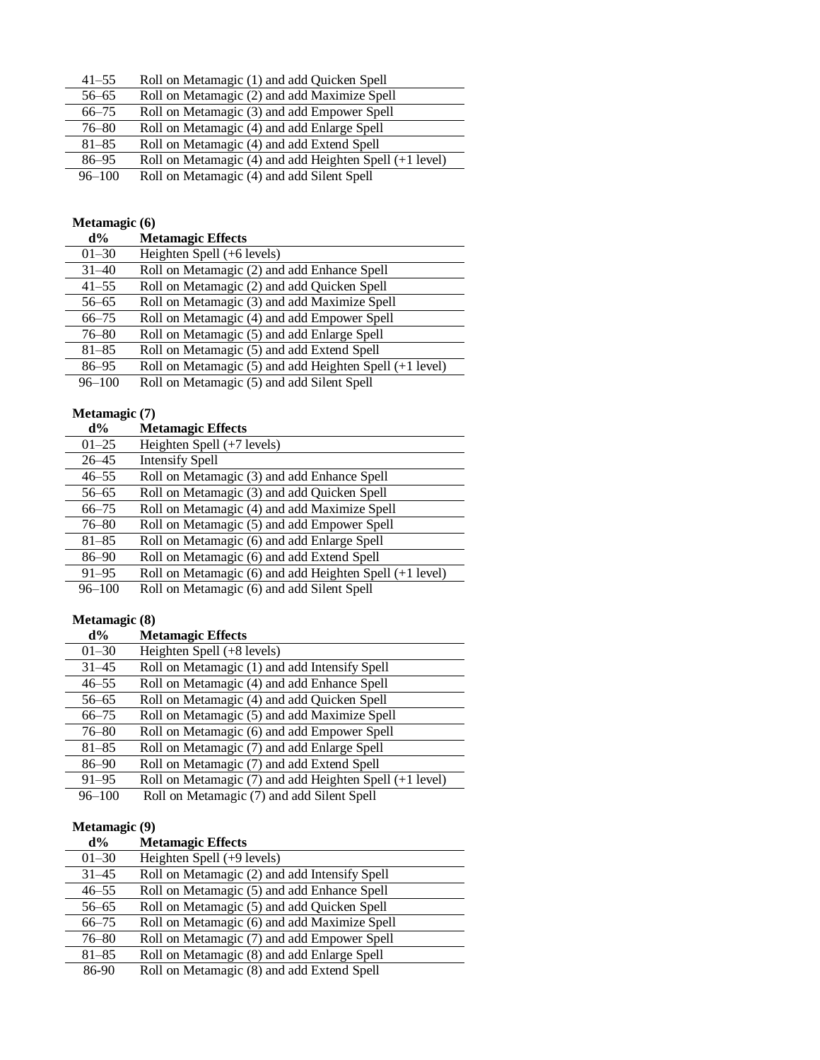| d% | Metamagic Effects |
|---|---|
| 41–55 | Roll on Metamagic (1) and add Quicken Spell |
| 56–65 | Roll on Metamagic (2) and add Maximize Spell |
| 66–75 | Roll on Metamagic (3) and add Empower Spell |
| 76–80 | Roll on Metamagic (4) and add Enlarge Spell |
| 81–85 | Roll on Metamagic (4) and add Extend Spell |
| 86–95 | Roll on Metamagic (4) and add Heighten Spell (+1 level) |
| 96–100 | Roll on Metamagic (4) and add Silent Spell |

**Metamagic (6)**

| d% | Metamagic Effects |
|---|---|
| 01–30 | Heighten Spell (+6 levels) |
| 31–40 | Roll on Metamagic (2) and add Enhance Spell |
| 41–55 | Roll on Metamagic (2) and add Quicken Spell |
| 56–65 | Roll on Metamagic (3) and add Maximize Spell |
| 66–75 | Roll on Metamagic (4) and add Empower Spell |
| 76–80 | Roll on Metamagic (5) and add Enlarge Spell |
| 81–85 | Roll on Metamagic (5) and add Extend Spell |
| 86–95 | Roll on Metamagic (5) and add Heighten Spell (+1 level) |
| 96–100 | Roll on Metamagic (5) and add Silent Spell |

**Metamagic (7)**

| d% | Metamagic Effects |
|---|---|
| 01–25 | Heighten Spell (+7 levels) |
| 26–45 | Intensify Spell |
| 46–55 | Roll on Metamagic (3) and add Enhance Spell |
| 56–65 | Roll on Metamagic (3) and add Quicken Spell |
| 66–75 | Roll on Metamagic (4) and add Maximize Spell |
| 76–80 | Roll on Metamagic (5) and add Empower Spell |
| 81–85 | Roll on Metamagic (6) and add Enlarge Spell |
| 86–90 | Roll on Metamagic (6) and add Extend Spell |
| 91–95 | Roll on Metamagic (6) and add Heighten Spell (+1 level) |
| 96–100 | Roll on Metamagic (6) and add Silent Spell |

**Metamagic (8)**

| d% | Metamagic Effects |
|---|---|
| 01–30 | Heighten Spell (+8 levels) |
| 31–45 | Roll on Metamagic (1) and add Intensify Spell |
| 46–55 | Roll on Metamagic (4) and add Enhance Spell |
| 56–65 | Roll on Metamagic (4) and add Quicken Spell |
| 66–75 | Roll on Metamagic (5) and add Maximize Spell |
| 76–80 | Roll on Metamagic (6) and add Empower Spell |
| 81–85 | Roll on Metamagic (7) and add Enlarge Spell |
| 86–90 | Roll on Metamagic (7) and add Extend Spell |
| 91–95 | Roll on Metamagic (7) and add Heighten Spell (+1 level) |
| 96–100 | Roll on Metamagic (7) and add Silent Spell |

**Metamagic (9)**

| d% | Metamagic Effects |
|---|---|
| 01–30 | Heighten Spell (+9 levels) |
| 31–45 | Roll on Metamagic (2) and add Intensify Spell |
| 46–55 | Roll on Metamagic (5) and add Enhance Spell |
| 56–65 | Roll on Metamagic (5) and add Quicken Spell |
| 66–75 | Roll on Metamagic (6) and add Maximize Spell |
| 76–80 | Roll on Metamagic (7) and add Empower Spell |
| 81–85 | Roll on Metamagic (8) and add Enlarge Spell |
| 86-90 | Roll on Metamagic (8) and add Extend Spell |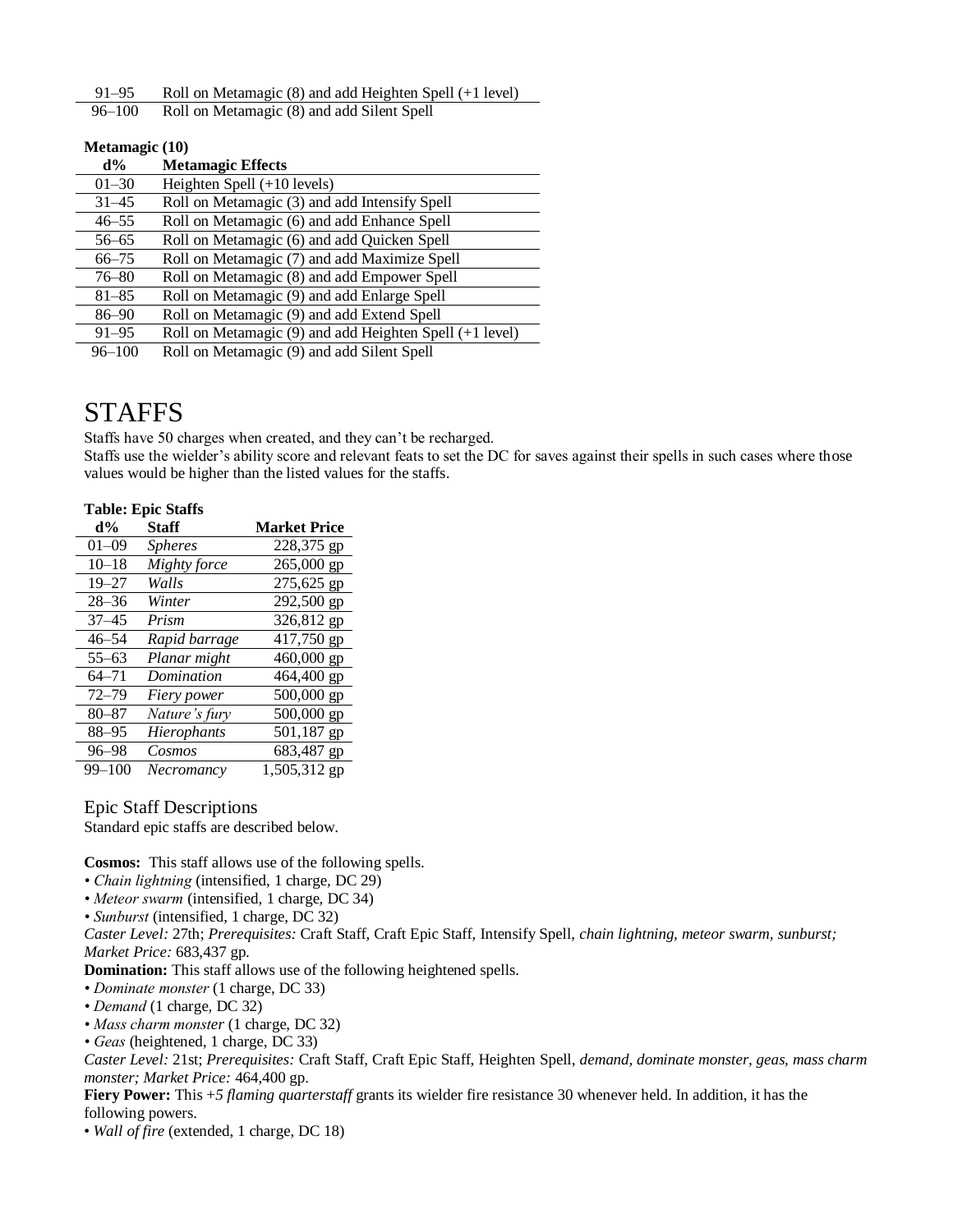| d% | Metamagic Effects |
|---|---|
| 91–95 | Roll on Metamagic (8) and add Heighten Spell (+1 level) |
| 96–100 | Roll on Metamagic (8) and add Silent Spell |

**Metamagic (10)**

| d% | Metamagic Effects |
|---|---|
| 01–30 | Heighten Spell (+10 levels) |
| 31–45 | Roll on Metamagic (3) and add Intensify Spell |
| 46–55 | Roll on Metamagic (6) and add Enhance Spell |
| 56–65 | Roll on Metamagic (6) and add Quicken Spell |
| 66–75 | Roll on Metamagic (7) and add Maximize Spell |
| 76–80 | Roll on Metamagic (8) and add Empower Spell |
| 81–85 | Roll on Metamagic (9) and add Enlarge Spell |
| 86–90 | Roll on Metamagic (9) and add Extend Spell |
| 91–95 | Roll on Metamagic (9) and add Heighten Spell (+1 level) |
| 96–100 | Roll on Metamagic (9) and add Silent Spell |

# STAFFS

Staffs have 50 charges when created, and they can't be recharged.
Staffs use the wielder's ability score and relevant feats to set the DC for saves against their spells in such cases where those values would be higher than the listed values for the staffs.

**Table: Epic Staffs**

| d% | Staff | Market Price |
|---|---|---|
| 01–09 | *Spheres* | 228,375 gp |
| 10–18 | *Mighty force* | 265,000 gp |
| 19–27 | *Walls* | 275,625 gp |
| 28–36 | *Winter* | 292,500 gp |
| 37–45 | *Prism* | 326,812 gp |
| 46–54 | *Rapid barrage* | 417,750 gp |
| 55–63 | *Planar might* | 460,000 gp |
| 64–71 | *Domination* | 464,400 gp |
| 72–79 | *Fiery power* | 500,000 gp |
| 80–87 | *Nature's fury* | 500,000 gp |
| 88–95 | *Hierophants* | 501,187 gp |
| 96–98 | *Cosmos* | 683,487 gp |
| 99–100 | *Necromancy* | 1,505,312 gp |

## Epic Staff Descriptions

Standard epic staffs are described below.

**Cosmos:** This staff allows use of the following spells.
- *Chain lightning* (intensified, 1 charge, DC 29)
- *Meteor swarm* (intensified, 1 charge, DC 34)
- *Sunburst* (intensified, 1 charge, DC 32)

*Caster Level:* 27th; *Prerequisites:* Craft Staff, Craft Epic Staff, Intensify Spell, *chain lightning, meteor swarm, sunburst; Market Price:* 683,437 gp.

**Domination:** This staff allows use of the following heightened spells.
- *Dominate monster* (1 charge, DC 33)
- *Demand* (1 charge, DC 32)
- *Mass charm monster* (1 charge, DC 32)
- *Geas* (heightened, 1 charge, DC 33)

*Caster Level:* 21st; *Prerequisites:* Craft Staff, Craft Epic Staff, Heighten Spell, *demand, dominate monster, geas, mass charm monster; Market Price:* 464,400 gp.

**Fiery Power:** This *+5 flaming quarterstaff* grants its wielder fire resistance 30 whenever held. In addition, it has the following powers.
- *Wall of fire* (extended, 1 charge, DC 18)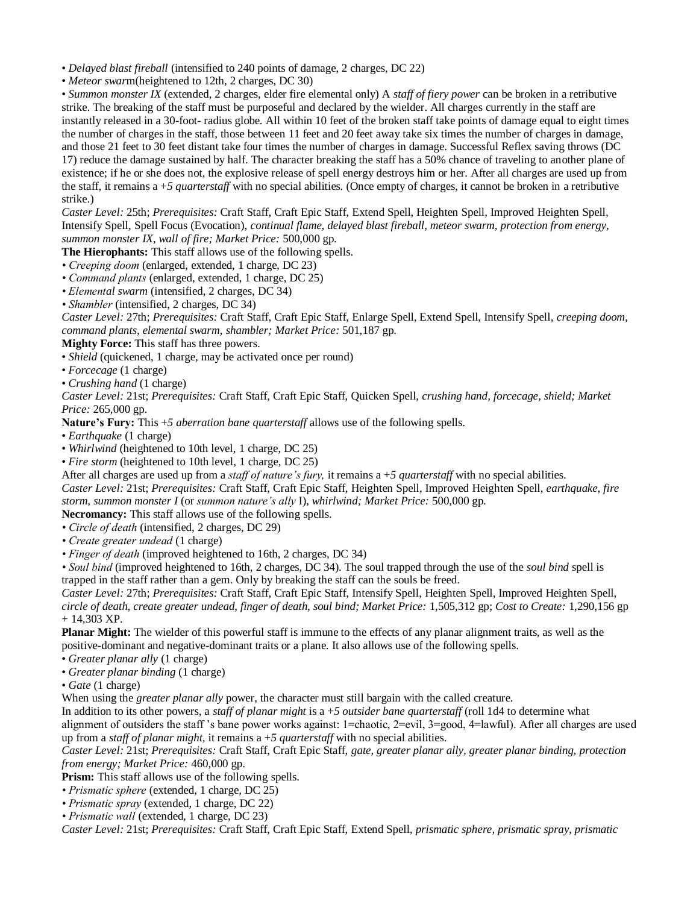- *Delayed blast fireball* (intensified to 240 points of damage, 2 charges, DC 22)
- *Meteor swar*m(heightened to 12th, 2 charges, DC 30)
- *Summon monster IX* (extended, 2 charges, elder fire elemental only) A *staff of fiery power* can be broken in a retributive strike. The breaking of the staff must be purposeful and declared by the wielder. All charges currently in the staff are instantly released in a 30-foot- radius globe. All within 10 feet of the broken staff take points of damage equal to eight times the number of charges in the staff, those between 11 feet and 20 feet away take six times the number of charges in damage, and those 21 feet to 30 feet distant take four times the number of charges in damage. Successful Reflex saving throws (DC 17) reduce the damage sustained by half. The character breaking the staff has a 50% chance of traveling to another plane of existence; if he or she does not, the explosive release of spell energy destroys him or her. After all charges are used up from the staff, it remains a *+5 quarterstaff* with no special abilities. (Once empty of charges, it cannot be broken in a retributive strike.)

*Caster Level:* 25th; *Prerequisites:* Craft Staff, Craft Epic Staff, Extend Spell, Heighten Spell, Improved Heighten Spell, Intensify Spell, Spell Focus (Evocation), *continual flame, delayed blast fireball, meteor swarm, protection from energy, summon monster IX, wall of fire; Market Price:* 500,000 gp.

**The Hierophants:** This staff allows use of the following spells.

- *Creeping doom* (enlarged, extended, 1 charge, DC 23)
- *Command plants* (enlarged, extended, 1 charge, DC 25)
- *Elemental swarm* (intensified, 2 charges, DC 34)
- *Shambler* (intensified, 2 charges, DC 34)

*Caster Level:* 27th; *Prerequisites:* Craft Staff, Craft Epic Staff, Enlarge Spell, Extend Spell, Intensify Spell, *creeping doom, command plants, elemental swarm, shambler; Market Price:* 501,187 gp.

**Mighty Force:** This staff has three powers.

- *Shield* (quickened, 1 charge, may be activated once per round)
- *Forcecage* (1 charge)
- *Crushing hand* (1 charge)

*Caster Level:* 21st; *Prerequisites:* Craft Staff, Craft Epic Staff, Quicken Spell, *crushing hand, forcecage, shield; Market Price:* 265,000 gp.

**Nature's Fury:** This *+5 aberration bane quarterstaff* allows use of the following spells.

- *Earthquake* (1 charge)
- *Whirlwind* (heightened to 10th level, 1 charge, DC 25)
- *Fire storm* (heightened to 10th level, 1 charge, DC 25)

After all charges are used up from a *staff of nature's fury,* it remains a *+5 quarterstaff* with no special abilities.

*Caster Level:* 21st; *Prerequisites:* Craft Staff, Craft Epic Staff, Heighten Spell, Improved Heighten Spell, *earthquake, fire storm, summon monster I* (or *summon nature's ally* I), *whirlwind; Market Price:* 500,000 gp.

**Necromancy:** This staff allows use of the following spells.

- *Circle of death* (intensified, 2 charges, DC 29)
- *Create greater undead* (1 charge)
- *Finger of death* (improved heightened to 16th, 2 charges, DC 34)
- *Soul bind* (improved heightened to 16th, 2 charges, DC 34). The soul trapped through the use of the *soul bind* spell is trapped in the staff rather than a gem. Only by breaking the staff can the souls be freed.

*Caster Level:* 27th; *Prerequisites:* Craft Staff, Craft Epic Staff, Intensify Spell, Heighten Spell, Improved Heighten Spell, *circle of death, create greater undead, finger of death, soul bind; Market Price:* 1,505,312 gp; *Cost to Create:* 1,290,156 gp + 14,303 XP.

**Planar Might:** The wielder of this powerful staff is immune to the effects of any planar alignment traits, as well as the positive-dominant and negative-dominant traits or a plane. It also allows use of the following spells.

- *Greater planar ally* (1 charge)
- *Greater planar binding* (1 charge)
- *Gate* (1 charge)

When using the *greater planar ally* power, the character must still bargain with the called creature.

In addition to its other powers, a *staff of planar might* is a *+5 outsider bane quarterstaff* (roll 1d4 to determine what alignment of outsiders the staff 's bane power works against: 1=chaotic, 2=evil, 3=good, 4=lawful). After all charges are used up from a *staff of planar might,* it remains a *+5 quarterstaff* with no special abilities.

*Caster Level:* 21st; *Prerequisites:* Craft Staff, Craft Epic Staff, *gate, greater planar ally, greater planar binding, protection from energy; Market Price:* 460,000 gp.

**Prism:** This staff allows use of the following spells.

- *Prismatic sphere* (extended, 1 charge, DC 25)
- *Prismatic spray* (extended, 1 charge, DC 22)
- *Prismatic wall* (extended, 1 charge, DC 23)

*Caster Level:* 21st; *Prerequisites:* Craft Staff, Craft Epic Staff, Extend Spell, *prismatic sphere, prismatic spray, prismatic*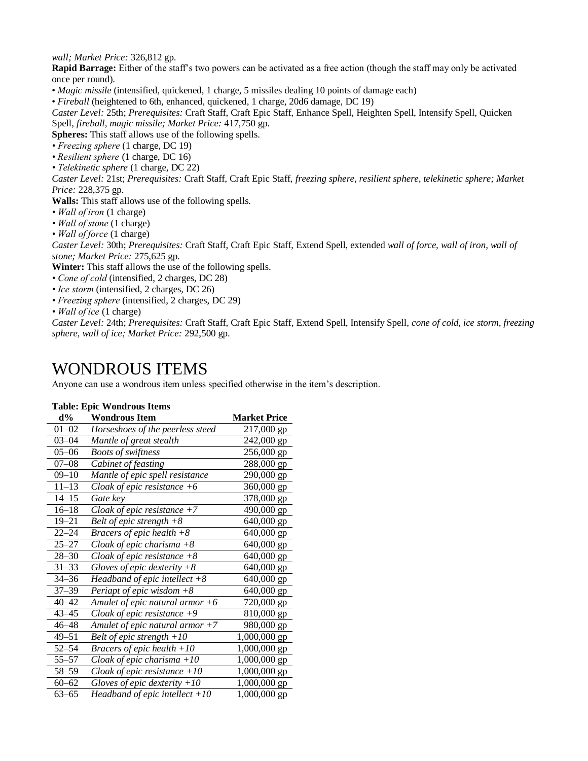*wall; Market Price:* 326,812 gp.

**Rapid Barrage:** Either of the staff's two powers can be activated as a free action (though the staff may only be activated once per round).

- *Magic missile* (intensified, quickened, 1 charge, 5 missiles dealing 10 points of damage each)
- *Fireball* (heightened to 6th, enhanced, quickened, 1 charge, 20d6 damage, DC 19)

*Caster Level:* 25th; *Prerequisites:* Craft Staff, Craft Epic Staff, Enhance Spell, Heighten Spell, Intensify Spell, Quicken Spell, *fireball, magic missile; Market Price:* 417,750 gp.

**Spheres:** This staff allows use of the following spells.

- *Freezing sphere* (1 charge, DC 19)
- *Resilient sphere* (1 charge, DC 16)
- *Telekinetic sphere* (1 charge, DC 22)

*Caster Level:* 21st; *Prerequisites:* Craft Staff, Craft Epic Staff, *freezing sphere, resilient sphere, telekinetic sphere; Market Price:* 228,375 gp.

**Walls:** This staff allows use of the following spells.

- *Wall of iron* (1 charge)
- *Wall of stone* (1 charge)
- *Wall of force* (1 charge)

*Caster Level:* 30th; *Prerequisites:* Craft Staff, Craft Epic Staff, Extend Spell, extended *wall of force, wall of iron, wall of stone; Market Price:* 275,625 gp.

**Winter:** This staff allows the use of the following spells.

- *Cone of cold* (intensified, 2 charges, DC 28)
- *Ice storm* (intensified, 2 charges, DC 26)
- *Freezing sphere* (intensified, 2 charges, DC 29)
- *Wall of ice* (1 charge)

*Caster Level:* 24th; *Prerequisites:* Craft Staff, Craft Epic Staff, Extend Spell, Intensify Spell, *cone of cold, ice storm, freezing sphere, wall of ice; Market Price:* 292,500 gp.

# WONDROUS ITEMS

Anyone can use a wondrous item unless specified otherwise in the item's description.

**Table: Epic Wondrous Items**

| d% | Wondrous Item | Market Price |
|---|---|---|
| 01–02 | *Horseshoes of the peerless steed* | 217,000 gp |
| 03–04 | *Mantle of great stealth* | 242,000 gp |
| 05–06 | *Boots of swiftness* | 256,000 gp |
| 07–08 | *Cabinet of feasting* | 288,000 gp |
| 09–10 | *Mantle of epic spell resistance* | 290,000 gp |
| 11–13 | *Cloak of epic resistance +6* | 360,000 gp |
| 14–15 | *Gate key* | 378,000 gp |
| 16–18 | *Cloak of epic resistance +7* | 490,000 gp |
| 19–21 | *Belt of epic strength +8* | 640,000 gp |
| 22–24 | *Bracers of epic health +8* | 640,000 gp |
| 25–27 | *Cloak of epic charisma +8* | 640,000 gp |
| 28–30 | *Cloak of epic resistance +8* | 640,000 gp |
| 31–33 | *Gloves of epic dexterity +8* | 640,000 gp |
| 34–36 | *Headband of epic intellect +8* | 640,000 gp |
| 37–39 | *Periapt of epic wisdom +8* | 640,000 gp |
| 40–42 | *Amulet of epic natural armor +6* | 720,000 gp |
| 43–45 | *Cloak of epic resistance +9* | 810,000 gp |
| 46–48 | *Amulet of epic natural armor +7* | 980,000 gp |
| 49–51 | *Belt of epic strength +10* | 1,000,000 gp |
| 52–54 | *Bracers of epic health +10* | 1,000,000 gp |
| 55–57 | *Cloak of epic charisma +10* | 1,000,000 gp |
| 58–59 | *Cloak of epic resistance +10* | 1,000,000 gp |
| 60–62 | *Gloves of epic dexterity +10* | 1,000,000 gp |
| 63–65 | *Headband of epic intellect +10* | 1,000,000 gp |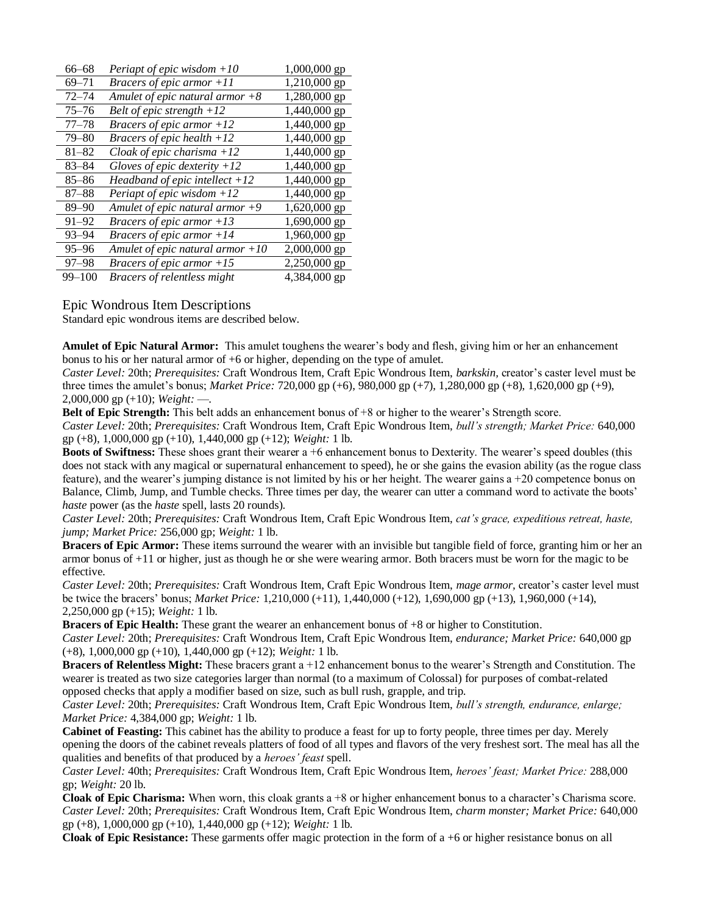| | | |
|---|---|---|
| 66–68 | *Periapt of epic wisdom +10* | 1,000,000 gp |
| 69–71 | *Bracers of epic armor +11* | 1,210,000 gp |
| 72–74 | *Amulet of epic natural armor +8* | 1,280,000 gp |
| 75–76 | *Belt of epic strength +12* | 1,440,000 gp |
| 77–78 | *Bracers of epic armor +12* | 1,440,000 gp |
| 79–80 | *Bracers of epic health +12* | 1,440,000 gp |
| 81–82 | *Cloak of epic charisma +12* | 1,440,000 gp |
| 83–84 | *Gloves of epic dexterity +12* | 1,440,000 gp |
| 85–86 | *Headband of epic intellect +12* | 1,440,000 gp |
| 87–88 | *Periapt of epic wisdom +12* | 1,440,000 gp |
| 89–90 | *Amulet of epic natural armor +9* | 1,620,000 gp |
| 91–92 | *Bracers of epic armor +13* | 1,690,000 gp |
| 93–94 | *Bracers of epic armor +14* | 1,960,000 gp |
| 95–96 | *Amulet of epic natural armor +10* | 2,000,000 gp |
| 97–98 | *Bracers of epic armor +15* | 2,250,000 gp |
| 99–100 | *Bracers of relentless might* | 4,384,000 gp |

## Epic Wondrous Item Descriptions

Standard epic wondrous items are described below.

**Amulet of Epic Natural Armor:** This amulet toughens the wearer's body and flesh, giving him or her an enhancement bonus to his or her natural armor of +6 or higher, depending on the type of amulet.
*Caster Level:* 20th; *Prerequisites:* Craft Wondrous Item, Craft Epic Wondrous Item, *barkskin*, creator's caster level must be three times the amulet's bonus; *Market Price:* 720,000 gp (+6), 980,000 gp (+7), 1,280,000 gp (+8), 1,620,000 gp (+9), 2,000,000 gp (+10); *Weight:* —.

**Belt of Epic Strength:** This belt adds an enhancement bonus of +8 or higher to the wearer's Strength score.
*Caster Level:* 20th; *Prerequisites:* Craft Wondrous Item, Craft Epic Wondrous Item, *bull's strength; Market Price:* 640,000 gp (+8), 1,000,000 gp (+10), 1,440,000 gp (+12); *Weight:* 1 lb.

**Boots of Swiftness:** These shoes grant their wearer a +6 enhancement bonus to Dexterity. The wearer's speed doubles (this does not stack with any magical or supernatural enhancement to speed), he or she gains the evasion ability (as the rogue class feature), and the wearer's jumping distance is not limited by his or her height. The wearer gains a +20 competence bonus on Balance, Climb, Jump, and Tumble checks. Three times per day, the wearer can utter a command word to activate the boots' *haste* power (as the *haste* spell, lasts 20 rounds).
*Caster Level:* 20th; *Prerequisites:* Craft Wondrous Item, Craft Epic Wondrous Item, *cat's grace, expeditious retreat, haste, jump; Market Price:* 256,000 gp; *Weight:* 1 lb.

**Bracers of Epic Armor:** These items surround the wearer with an invisible but tangible field of force, granting him or her an armor bonus of +11 or higher, just as though he or she were wearing armor. Both bracers must be worn for the magic to be effective.
*Caster Level:* 20th; *Prerequisites:* Craft Wondrous Item, Craft Epic Wondrous Item, *mage armor*, creator's caster level must be twice the bracers' bonus; *Market Price:* 1,210,000 (+11), 1,440,000 (+12), 1,690,000 gp (+13), 1,960,000 (+14), 2,250,000 gp (+15); *Weight:* 1 lb.

**Bracers of Epic Health:** These grant the wearer an enhancement bonus of +8 or higher to Constitution.
*Caster Level:* 20th; *Prerequisites:* Craft Wondrous Item, Craft Epic Wondrous Item, *endurance; Market Price:* 640,000 gp (+8), 1,000,000 gp (+10), 1,440,000 gp (+12); *Weight:* 1 lb.

**Bracers of Relentless Might:** These bracers grant a +12 enhancement bonus to the wearer's Strength and Constitution. The wearer is treated as two size categories larger than normal (to a maximum of Colossal) for purposes of combat-related opposed checks that apply a modifier based on size, such as bull rush, grapple, and trip.
*Caster Level:* 20th; *Prerequisites:* Craft Wondrous Item, Craft Epic Wondrous Item, *bull's strength, endurance, enlarge; Market Price:* 4,384,000 gp; *Weight:* 1 lb.

**Cabinet of Feasting:** This cabinet has the ability to produce a feast for up to forty people, three times per day. Merely opening the doors of the cabinet reveals platters of food of all types and flavors of the very freshest sort. The meal has all the qualities and benefits of that produced by a *heroes' feast* spell.
*Caster Level:* 40th; *Prerequisites:* Craft Wondrous Item, Craft Epic Wondrous Item, *heroes' feast; Market Price:* 288,000 gp; *Weight:* 20 lb.

**Cloak of Epic Charisma:** When worn, this cloak grants a +8 or higher enhancement bonus to a character's Charisma score.
*Caster Level:* 20th; *Prerequisites:* Craft Wondrous Item, Craft Epic Wondrous Item, *charm monster; Market Price:* 640,000 gp (+8), 1,000,000 gp (+10), 1,440,000 gp (+12); *Weight:* 1 lb.

**Cloak of Epic Resistance:** These garments offer magic protection in the form of a +6 or higher resistance bonus on all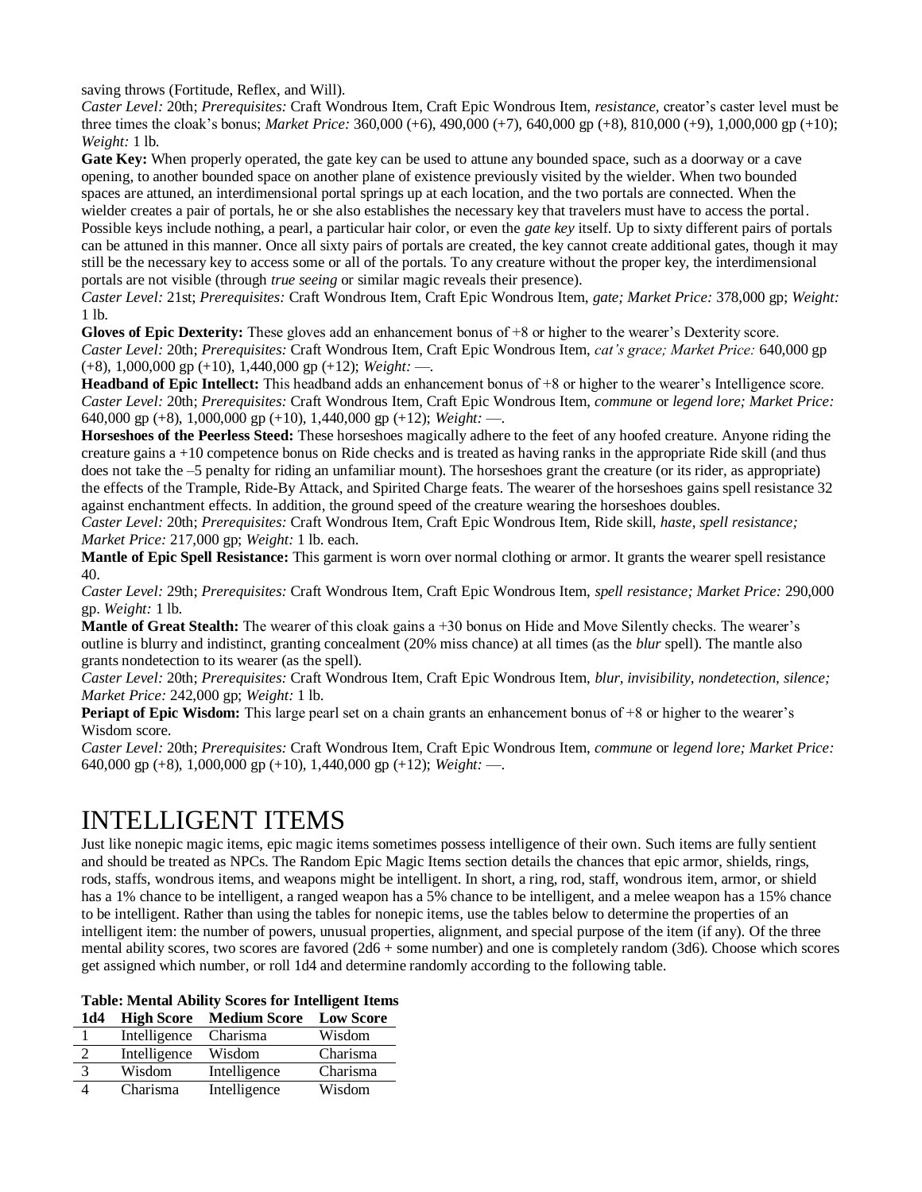saving throws (Fortitude, Reflex, and Will).
*Caster Level:* 20th; *Prerequisites:* Craft Wondrous Item, Craft Epic Wondrous Item, *resistance*, creator's caster level must be three times the cloak's bonus; *Market Price:* 360,000 (+6), 490,000 (+7), 640,000 gp (+8), 810,000 (+9), 1,000,000 gp (+10); *Weight:* 1 lb.

**Gate Key:** When properly operated, the gate key can be used to attune any bounded space, such as a doorway or a cave opening, to another bounded space on another plane of existence previously visited by the wielder. When two bounded spaces are attuned, an interdimensional portal springs up at each location, and the two portals are connected. When the wielder creates a pair of portals, he or she also establishes the necessary key that travelers must have to access the portal. Possible keys include nothing, a pearl, a particular hair color, or even the *gate key* itself. Up to sixty different pairs of portals can be attuned in this manner. Once all sixty pairs of portals are created, the key cannot create additional gates, though it may still be the necessary key to access some or all of the portals. To any creature without the proper key, the interdimensional portals are not visible (through *true seeing* or similar magic reveals their presence).
*Caster Level:* 21st; *Prerequisites:* Craft Wondrous Item, Craft Epic Wondrous Item, *gate; Market Price:* 378,000 gp; *Weight:* 1 lb.

**Gloves of Epic Dexterity:** These gloves add an enhancement bonus of +8 or higher to the wearer's Dexterity score.
*Caster Level:* 20th; *Prerequisites:* Craft Wondrous Item, Craft Epic Wondrous Item, *cat's grace; Market Price:* 640,000 gp (+8), 1,000,000 gp (+10), 1,440,000 gp (+12); *Weight:* —.

**Headband of Epic Intellect:** This headband adds an enhancement bonus of +8 or higher to the wearer's Intelligence score.
*Caster Level:* 20th; *Prerequisites:* Craft Wondrous Item, Craft Epic Wondrous Item, *commune* or *legend lore; Market Price:* 640,000 gp (+8), 1,000,000 gp (+10), 1,440,000 gp (+12); *Weight:* —.

**Horseshoes of the Peerless Steed:** These horseshoes magically adhere to the feet of any hoofed creature. Anyone riding the creature gains a +10 competence bonus on Ride checks and is treated as having ranks in the appropriate Ride skill (and thus does not take the –5 penalty for riding an unfamiliar mount). The horseshoes grant the creature (or its rider, as appropriate) the effects of the Trample, Ride-By Attack, and Spirited Charge feats. The wearer of the horseshoes gains spell resistance 32 against enchantment effects. In addition, the ground speed of the creature wearing the horseshoes doubles.
*Caster Level:* 20th; *Prerequisites:* Craft Wondrous Item, Craft Epic Wondrous Item, Ride skill, *haste, spell resistance; Market Price:* 217,000 gp; *Weight:* 1 lb. each.

**Mantle of Epic Spell Resistance:** This garment is worn over normal clothing or armor. It grants the wearer spell resistance 40.
*Caster Level:* 29th; *Prerequisites:* Craft Wondrous Item, Craft Epic Wondrous Item, *spell resistance; Market Price:* 290,000 gp. *Weight:* 1 lb.

**Mantle of Great Stealth:** The wearer of this cloak gains a +30 bonus on Hide and Move Silently checks. The wearer's outline is blurry and indistinct, granting concealment (20% miss chance) at all times (as the *blur* spell). The mantle also grants nondetection to its wearer (as the spell).
*Caster Level:* 20th; *Prerequisites:* Craft Wondrous Item, Craft Epic Wondrous Item, *blur, invisibility, nondetection, silence; Market Price:* 242,000 gp; *Weight:* 1 lb.

**Periapt of Epic Wisdom:** This large pearl set on a chain grants an enhancement bonus of +8 or higher to the wearer's Wisdom score.
*Caster Level:* 20th; *Prerequisites:* Craft Wondrous Item, Craft Epic Wondrous Item, *commune* or *legend lore; Market Price:* 640,000 gp (+8), 1,000,000 gp (+10), 1,440,000 gp (+12); *Weight:* —.

# INTELLIGENT ITEMS

Just like nonepic magic items, epic magic items sometimes possess intelligence of their own. Such items are fully sentient and should be treated as NPCs. The Random Epic Magic Items section details the chances that epic armor, shields, rings, rods, staffs, wondrous items, and weapons might be intelligent. In short, a ring, rod, staff, wondrous item, armor, or shield has a 1% chance to be intelligent, a ranged weapon has a 5% chance to be intelligent, and a melee weapon has a 15% chance to be intelligent. Rather than using the tables for nonepic items, use the tables below to determine the properties of an intelligent item: the number of powers, unusual properties, alignment, and special purpose of the item (if any). Of the three mental ability scores, two scores are favored (2d6 + some number) and one is completely random (3d6). Choose which scores get assigned which number, or roll 1d4 and determine randomly according to the following table.

**Table: Mental Ability Scores for Intelligent Items**

| 1d4 | High Score | Medium Score | Low Score |
|---|---|---|---|
| 1 | Intelligence | Charisma | Wisdom |
| 2 | Intelligence | Wisdom | Charisma |
| 3 | Wisdom | Intelligence | Charisma |
| 4 | Charisma | Intelligence | Wisdom |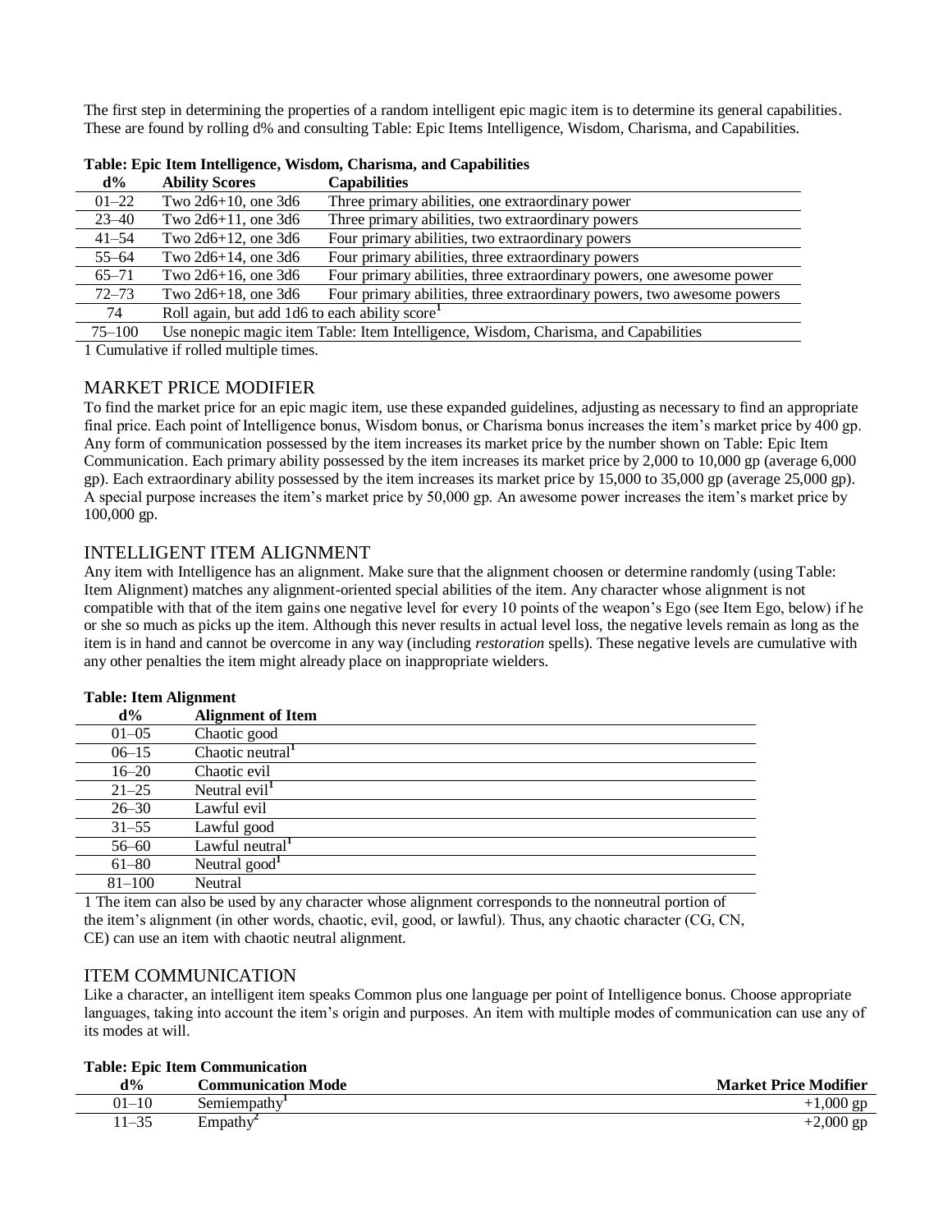The first step in determining the properties of a random intelligent epic magic item is to determine its general capabilities. These are found by rolling d% and consulting Table: Epic Items Intelligence, Wisdom, Charisma, and Capabilities.

**Table: Epic Item Intelligence, Wisdom, Charisma, and Capabilities**

| d% | Ability Scores | Capabilities |
|---|---|---|
| 01–22 | Two 2d6+10, one 3d6 | Three primary abilities, one extraordinary power |
| 23–40 | Two 2d6+11, one 3d6 | Three primary abilities, two extraordinary powers |
| 41–54 | Two 2d6+12, one 3d6 | Four primary abilities, two extraordinary powers |
| 55–64 | Two 2d6+14, one 3d6 | Four primary abilities, three extraordinary powers |
| 65–71 | Two 2d6+16, one 3d6 | Four primary abilities, three extraordinary powers, one awesome power |
| 72–73 | Two 2d6+18, one 3d6 | Four primary abilities, three extraordinary powers, two awesome powers |
| 74 | Roll again, but add 1d6 to each ability score[1] | |
| 75–100 | Use nonepic magic item Table: Item Intelligence, Wisdom, Charisma, and Capabilities | |

1 Cumulative if rolled multiple times.

## MARKET PRICE MODIFIER

To find the market price for an epic magic item, use these expanded guidelines, adjusting as necessary to find an appropriate final price. Each point of Intelligence bonus, Wisdom bonus, or Charisma bonus increases the item's market price by 400 gp. Any form of communication possessed by the item increases its market price by the number shown on Table: Epic Item Communication. Each primary ability possessed by the item increases its market price by 2,000 to 10,000 gp (average 6,000 gp). Each extraordinary ability possessed by the item increases its market price by 15,000 to 35,000 gp (average 25,000 gp). A special purpose increases the item's market price by 50,000 gp. An awesome power increases the item's market price by 100,000 gp.

## INTELLIGENT ITEM ALIGNMENT

Any item with Intelligence has an alignment. Make sure that the alignment choosen or determine randomly (using Table: Item Alignment) matches any alignment-oriented special abilities of the item. Any character whose alignment is not compatible with that of the item gains one negative level for every 10 points of the weapon's Ego (see Item Ego, below) if he or she so much as picks up the item. Although this never results in actual level loss, the negative levels remain as long as the item is in hand and cannot be overcome in any way (including *restoration* spells). These negative levels are cumulative with any other penalties the item might already place on inappropriate wielders.

**Table: Item Alignment**

| d% | Alignment of Item |
|---|---|
| 01–05 | Chaotic good |
| 06–15 | Chaotic neutral[1] |
| 16–20 | Chaotic evil |
| 21–25 | Neutral evil[1] |
| 26–30 | Lawful evil |
| 31–55 | Lawful good |
| 56–60 | Lawful neutral[1] |
| 61–80 | Neutral good[1] |
| 81–100 | Neutral |

1 The item can also be used by any character whose alignment corresponds to the nonneutral portion of the item's alignment (in other words, chaotic, evil, good, or lawful). Thus, any chaotic character (CG, CN, CE) can use an item with chaotic neutral alignment.

## ITEM COMMUNICATION

Like a character, an intelligent item speaks Common plus one language per point of Intelligence bonus. Choose appropriate languages, taking into account the item's origin and purposes. An item with multiple modes of communication can use any of its modes at will.

**Table: Epic Item Communication**

| d% | Communication Mode | Market Price Modifier |
|---|---|---|
| 01–10 | Semiempathy[1] | +1,000 gp |
| 11–35 | Empathy[2] | +2,000 gp |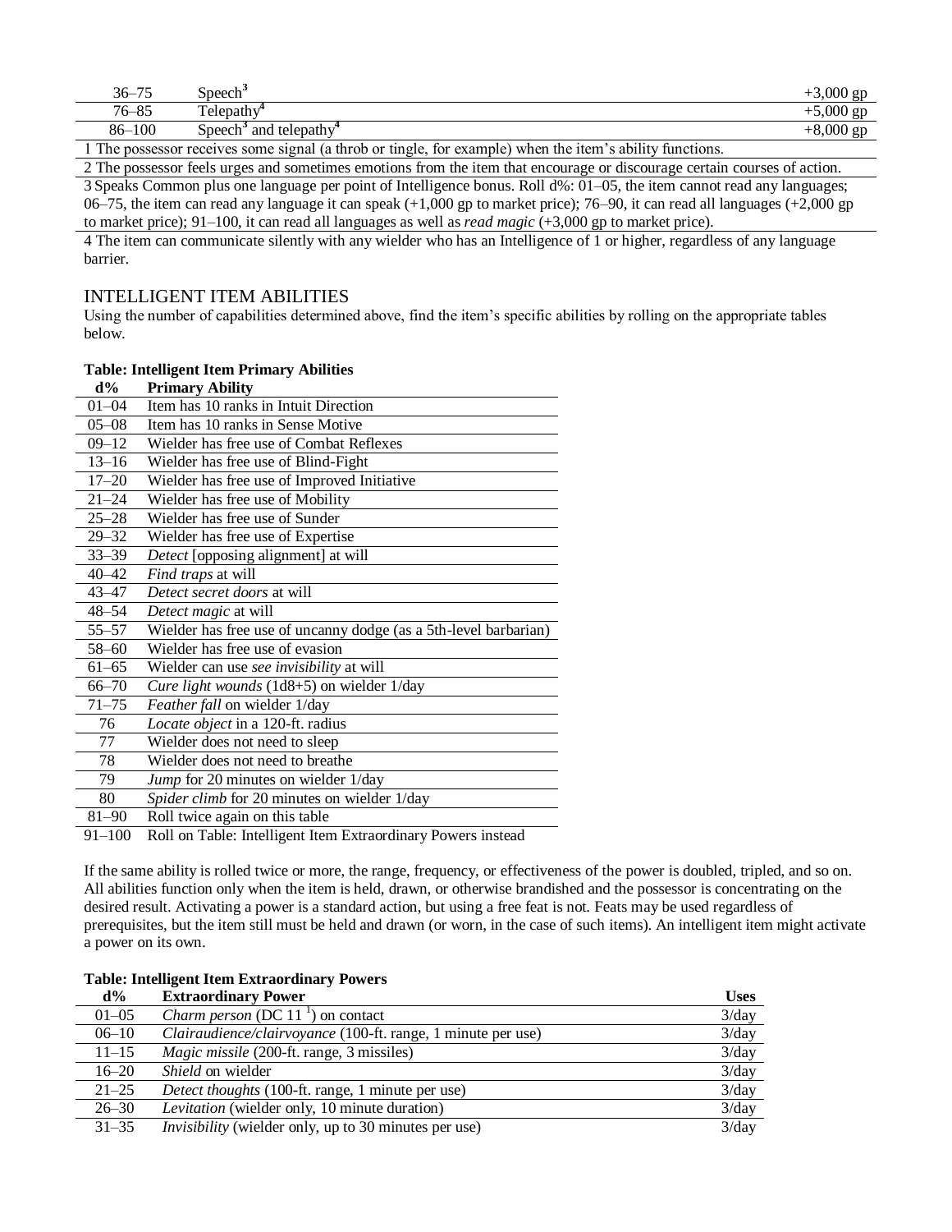| | | |
|---|---|---|
| 36–75 | Speech[3] | +3,000 gp |
| 76–85 | Telepathy[4] | +5,000 gp |
| 86–100 | Speech[3] and telepathy[4] | +8,000 gp |

1 The possessor receives some signal (a throb or tingle, for example) when the item's ability functions.

2 The possessor feels urges and sometimes emotions from the item that encourage or discourage certain courses of action.

3 Speaks Common plus one language per point of Intelligence bonus. Roll d%: 01–05, the item cannot read any languages; 06–75, the item can read any language it can speak (+1,000 gp to market price); 76–90, it can read all languages (+2,000 gp to market price); 91–100, it can read all languages as well as *read magic* (+3,000 gp to market price).

4 The item can communicate silently with any wielder who has an Intelligence of 1 or higher, regardless of any language barrier.

## INTELLIGENT ITEM ABILITIES

Using the number of capabilities determined above, find the item's specific abilities by rolling on the appropriate tables below.

**Table: Intelligent Item Primary Abilities**

| d% | Primary Ability |
|---|---|
| 01–04 | Item has 10 ranks in Intuit Direction |
| 05–08 | Item has 10 ranks in Sense Motive |
| 09–12 | Wielder has free use of Combat Reflexes |
| 13–16 | Wielder has free use of Blind-Fight |
| 17–20 | Wielder has free use of Improved Initiative |
| 21–24 | Wielder has free use of Mobility |
| 25–28 | Wielder has free use of Sunder |
| 29–32 | Wielder has free use of Expertise |
| 33–39 | *Detect* [opposing alignment] at will |
| 40–42 | *Find traps* at will |
| 43–47 | *Detect secret doors* at will |
| 48–54 | *Detect magic* at will |
| 55–57 | Wielder has free use of uncanny dodge (as a 5th-level barbarian) |
| 58–60 | Wielder has free use of evasion |
| 61–65 | Wielder can use *see invisibility* at will |
| 66–70 | *Cure light wounds* (1d8+5) on wielder 1/day |
| 71–75 | *Feather fall* on wielder 1/day |
| 76 | *Locate object* in a 120-ft. radius |
| 77 | Wielder does not need to sleep |
| 78 | Wielder does not need to breathe |
| 79 | *Jump* for 20 minutes on wielder 1/day |
| 80 | *Spider climb* for 20 minutes on wielder 1/day |
| 81–90 | Roll twice again on this table |
| 91–100 | Roll on Table: Intelligent Item Extraordinary Powers instead |

If the same ability is rolled twice or more, the range, frequency, or effectiveness of the power is doubled, tripled, and so on. All abilities function only when the item is held, drawn, or otherwise brandished and the possessor is concentrating on the desired result. Activating a power is a standard action, but using a free feat is not. Feats may be used regardless of prerequisites, but the item still must be held and drawn (or worn, in the case of such items). An intelligent item might activate a power on its own.

**Table: Intelligent Item Extraordinary Powers**

| d% | Extraordinary Power | Uses |
|---|---|---|
| 01–05 | *Charm person* (DC 11 [1]) on contact | 3/day |
| 06–10 | *Clairaudience/clairvoyance* (100-ft. range, 1 minute per use) | 3/day |
| 11–15 | *Magic missile* (200-ft. range, 3 missiles) | 3/day |
| 16–20 | *Shield* on wielder | 3/day |
| 21–25 | *Detect thoughts* (100-ft. range, 1 minute per use) | 3/day |
| 26–30 | *Levitation* (wielder only, 10 minute duration) | 3/day |
| 31–35 | *Invisibility* (wielder only, up to 30 minutes per use) | 3/day |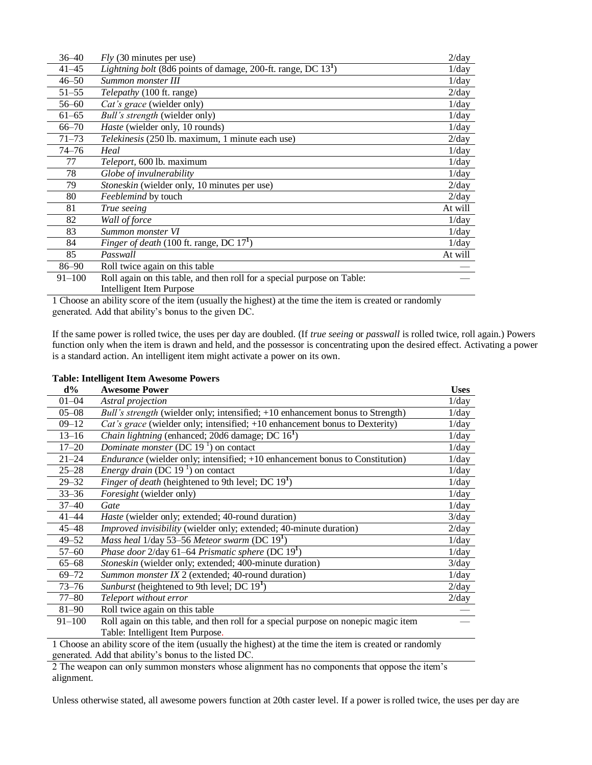| | | |
|---|---|---|
| 36–40 | *Fly* (30 minutes per use) | 2/day |
| 41–45 | *Lightning bolt* (8d6 points of damage, 200-ft. range, DC 13[1]) | 1/day |
| 46–50 | *Summon monster III* | 1/day |
| 51–55 | *Telepathy* (100 ft. range) | 2/day |
| 56–60 | *Cat's grace* (wielder only) | 1/day |
| 61–65 | *Bull's strength* (wielder only) | 1/day |
| 66–70 | *Haste* (wielder only, 10 rounds) | 1/day |
| 71–73 | *Telekinesis* (250 lb. maximum, 1 minute each use) | 2/day |
| 74–76 | *Heal* | 1/day |
| 77 | *Teleport*, 600 lb. maximum | 1/day |
| 78 | *Globe of invulnerability* | 1/day |
| 79 | *Stoneskin* (wielder only, 10 minutes per use) | 2/day |
| 80 | *Feeblemind* by touch | 2/day |
| 81 | *True seeing* | At will |
| 82 | *Wall of force* | 1/day |
| 83 | *Summon monster VI* | 1/day |
| 84 | *Finger of death* (100 ft. range, DC 17[1]) | 1/day |
| 85 | *Passwall* | At will |
| 86–90 | Roll twice again on this table | — |
| 91–100 | Roll again on this table, and then roll for a special purpose on Table: Intelligent Item Purpose | — |

1 Choose an ability score of the item (usually the highest) at the time the item is created or randomly generated. Add that ability's bonus to the given DC.

If the same power is rolled twice, the uses per day are doubled. (If *true seeing* or *passwall* is rolled twice, roll again.) Powers function only when the item is drawn and held, and the possessor is concentrating upon the desired effect. Activating a power is a standard action. An intelligent item might activate a power on its own.

**Table: Intelligent Item Awesome Powers**

| d% | Awesome Power | Uses |
|---|---|---|
| 01–04 | *Astral projection* | 1/day |
| 05–08 | *Bull's strength* (wielder only; intensified; +10 enhancement bonus to Strength) | 1/day |
| 09–12 | *Cat's grace* (wielder only; intensified; +10 enhancement bonus to Dexterity) | 1/day |
| 13–16 | *Chain lightning* (enhanced; 20d6 damage; DC 16[1]) | 1/day |
| 17–20 | *Dominate monster* (DC 19 [1]) on contact | 1/day |
| 21–24 | *Endurance* (wielder only; intensified; +10 enhancement bonus to Constitution) | 1/day |
| 25–28 | *Energy drain* (DC 19 [1]) on contact | 1/day |
| 29–32 | *Finger of death* (heightened to 9th level; DC 19[1]) | 1/day |
| 33–36 | *Foresight* (wielder only) | 1/day |
| 37–40 | *Gate* | 1/day |
| 41–44 | *Haste* (wielder only; extended; 40-round duration) | 3/day |
| 45–48 | *Improved invisibility* (wielder only; extended; 40-minute duration) | 2/day |
| 49–52 | *Mass heal* 1/day 53–56 *Meteor swarm* (DC 19[1]) | 1/day |
| 57–60 | *Phase door* 2/day 61–64 *Prismatic sphere* (DC 19[1]) | 1/day |
| 65–68 | *Stoneskin* (wielder only; extended; 400-minute duration) | 3/day |
| 69–72 | *Summon monster IX* 2 (extended; 40-round duration) | 1/day |
| 73–76 | *Sunburst* (heightened to 9th level; DC 19[1]) | 2/day |
| 77–80 | *Teleport without error* | 2/day |
| 81–90 | Roll twice again on this table | — |
| 91–100 | Roll again on this table, and then roll for a special purpose on nonepic magic item Table: Intelligent Item Purpose. | — |

1 Choose an ability score of the item (usually the highest) at the time the item is created or randomly generated. Add that ability's bonus to the listed DC.

2 The weapon can only summon monsters whose alignment has no components that oppose the item's alignment.

Unless otherwise stated, all awesome powers function at 20th caster level. If a power is rolled twice, the uses per day are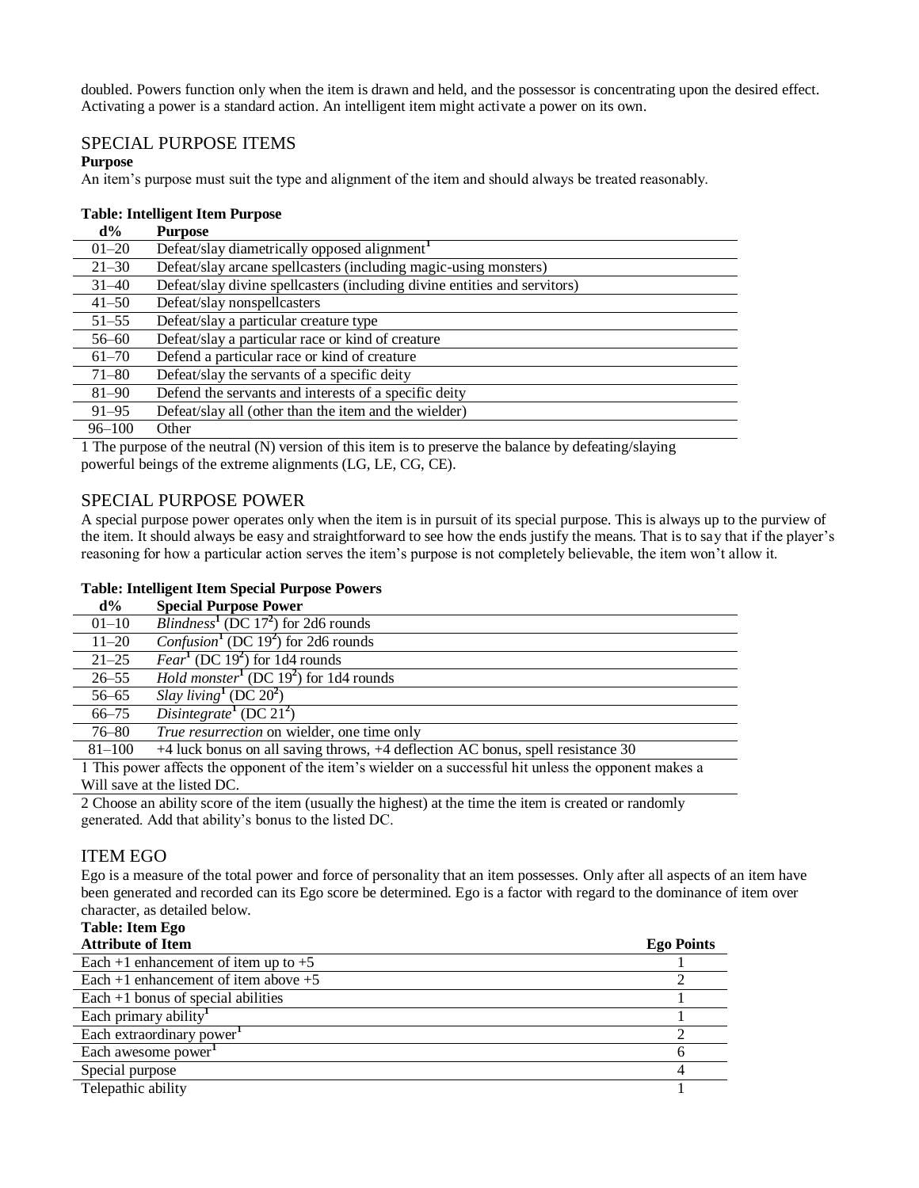doubled. Powers function only when the item is drawn and held, and the possessor is concentrating upon the desired effect. Activating a power is a standard action. An intelligent item might activate a power on its own.

## SPECIAL PURPOSE ITEMS

**Purpose**

An item's purpose must suit the type and alignment of the item and should always be treated reasonably.

**Table: Intelligent Item Purpose**

| d% | Purpose |
|---|---|
| 01–20 | Defeat/slay diametrically opposed alignment[1] |
| 21–30 | Defeat/slay arcane spellcasters (including magic-using monsters) |
| 31–40 | Defeat/slay divine spellcasters (including divine entities and servitors) |
| 41–50 | Defeat/slay nonspellcasters |
| 51–55 | Defeat/slay a particular creature type |
| 56–60 | Defeat/slay a particular race or kind of creature |
| 61–70 | Defend a particular race or kind of creature |
| 71–80 | Defeat/slay the servants of a specific deity |
| 81–90 | Defend the servants and interests of a specific deity |
| 91–95 | Defeat/slay all (other than the item and the wielder) |
| 96–100 | Other |

1 The purpose of the neutral (N) version of this item is to preserve the balance by defeating/slaying powerful beings of the extreme alignments (LG, LE, CG, CE).

## SPECIAL PURPOSE POWER

A special purpose power operates only when the item is in pursuit of its special purpose. This is always up to the purview of the item. It should always be easy and straightforward to see how the ends justify the means. That is to say that if the player's reasoning for how a particular action serves the item's purpose is not completely believable, the item won't allow it.

**Table: Intelligent Item Special Purpose Powers**

| d% | Special Purpose Power |
|---|---|
| 01–10 | *Blindness*[1] (DC 17[2]) for 2d6 rounds |
| 11–20 | *Confusion*[1] (DC 19[2]) for 2d6 rounds |
| 21–25 | *Fear*[1] (DC 19[2]) for 1d4 rounds |
| 26–55 | *Hold monster*[1] (DC 19[2]) for 1d4 rounds |
| 56–65 | *Slay living*[1] (DC 20[2]) |
| 66–75 | *Disintegrate*[1] (DC 21[2]) |
| 76–80 | *True resurrection* on wielder, one time only |
| 81–100 | +4 luck bonus on all saving throws, +4 deflection AC bonus, spell resistance 30 |

1 This power affects the opponent of the item's wielder on a successful hit unless the opponent makes a Will save at the listed DC.

2 Choose an ability score of the item (usually the highest) at the time the item is created or randomly generated. Add that ability's bonus to the listed DC.

## ITEM EGO

Ego is a measure of the total power and force of personality that an item possesses. Only after all aspects of an item have been generated and recorded can its Ego score be determined. Ego is a factor with regard to the dominance of item over character, as detailed below.

**Table: Item Ego**

| Attribute of Item | Ego Points |
|---|---|
| Each +1 enhancement of item up to +5 | 1 |
| Each +1 enhancement of item above +5 | 2 |
| Each +1 bonus of special abilities | 1 |
| Each primary ability[1] | 1 |
| Each extraordinary power[1] | 2 |
| Each awesome power[1] | 6 |
| Special purpose | 4 |
| Telepathic ability | 1 |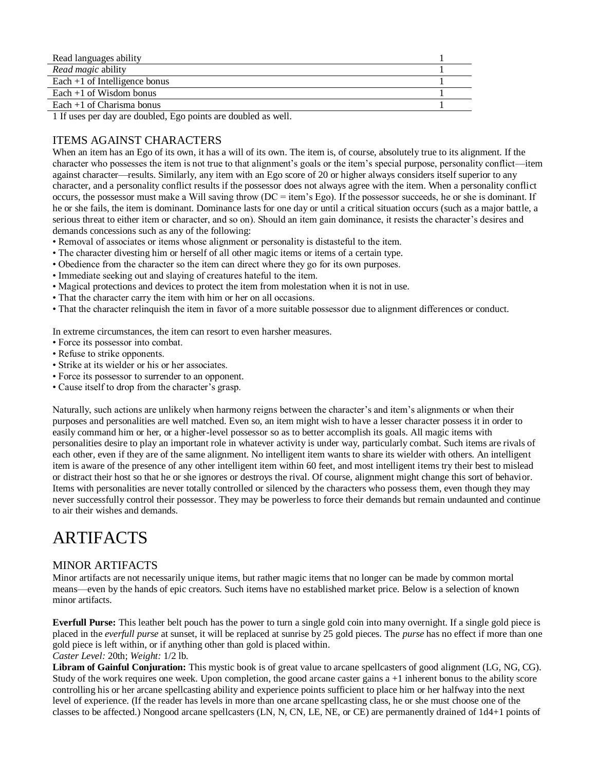| Read languages ability | 1 |
|---|---|
| *Read magic* ability | 1 |
| Each +1 of Intelligence bonus | 1 |
| Each +1 of Wisdom bonus | 1 |
| Each +1 of Charisma bonus | 1 |

1 If uses per day are doubled, Ego points are doubled as well.

### ITEMS AGAINST CHARACTERS

When an item has an Ego of its own, it has a will of its own. The item is, of course, absolutely true to its alignment. If the character who possesses the item is not true to that alignment's goals or the item's special purpose, personality conflict—item against character—results. Similarly, any item with an Ego score of 20 or higher always considers itself superior to any character, and a personality conflict results if the possessor does not always agree with the item. When a personality conflict occurs, the possessor must make a Will saving throw (DC = item's Ego). If the possessor succeeds, he or she is dominant. If he or she fails, the item is dominant. Dominance lasts for one day or until a critical situation occurs (such as a major battle, a serious threat to either item or character, and so on). Should an item gain dominance, it resists the character's desires and demands concessions such as any of the following:

- Removal of associates or items whose alignment or personality is distasteful to the item.
- The character divesting him or herself of all other magic items or items of a certain type.
- Obedience from the character so the item can direct where they go for its own purposes.
- Immediate seeking out and slaying of creatures hateful to the item.
- Magical protections and devices to protect the item from molestation when it is not in use.
- That the character carry the item with him or her on all occasions.
- That the character relinquish the item in favor of a more suitable possessor due to alignment differences or conduct.

In extreme circumstances, the item can resort to even harsher measures.

- Force its possessor into combat.
- Refuse to strike opponents.
- Strike at its wielder or his or her associates.
- Force its possessor to surrender to an opponent.
- Cause itself to drop from the character's grasp.

Naturally, such actions are unlikely when harmony reigns between the character's and item's alignments or when their purposes and personalities are well matched. Even so, an item might wish to have a lesser character possess it in order to easily command him or her, or a higher-level possessor so as to better accomplish its goals. All magic items with personalities desire to play an important role in whatever activity is under way, particularly combat. Such items are rivals of each other, even if they are of the same alignment. No intelligent item wants to share its wielder with others. An intelligent item is aware of the presence of any other intelligent item within 60 feet, and most intelligent items try their best to mislead or distract their host so that he or she ignores or destroys the rival. Of course, alignment might change this sort of behavior. Items with personalities are never totally controlled or silenced by the characters who possess them, even though they may never successfully control their possessor. They may be powerless to force their demands but remain undaunted and continue to air their wishes and demands.

# ARTIFACTS

### MINOR ARTIFACTS

Minor artifacts are not necessarily unique items, but rather magic items that no longer can be made by common mortal means—even by the hands of epic creators. Such items have no established market price. Below is a selection of known minor artifacts.

**Everfull Purse:** This leather belt pouch has the power to turn a single gold coin into many overnight. If a single gold piece is placed in the *everfull purse* at sunset, it will be replaced at sunrise by 25 gold pieces. The *purse* has no effect if more than one gold piece is left within, or if anything other than gold is placed within.
*Caster Level:* 20th; *Weight:* 1/2 lb.

**Libram of Gainful Conjuration:** This mystic book is of great value to arcane spellcasters of good alignment (LG, NG, CG). Study of the work requires one week. Upon completion, the good arcane caster gains a +1 inherent bonus to the ability score controlling his or her arcane spellcasting ability and experience points sufficient to place him or her halfway into the next level of experience. (If the reader has levels in more than one arcane spellcasting class, he or she must choose one of the classes to be affected.) Nongood arcane spellcasters (LN, N, CN, LE, NE, or CE) are permanently drained of 1d4+1 points of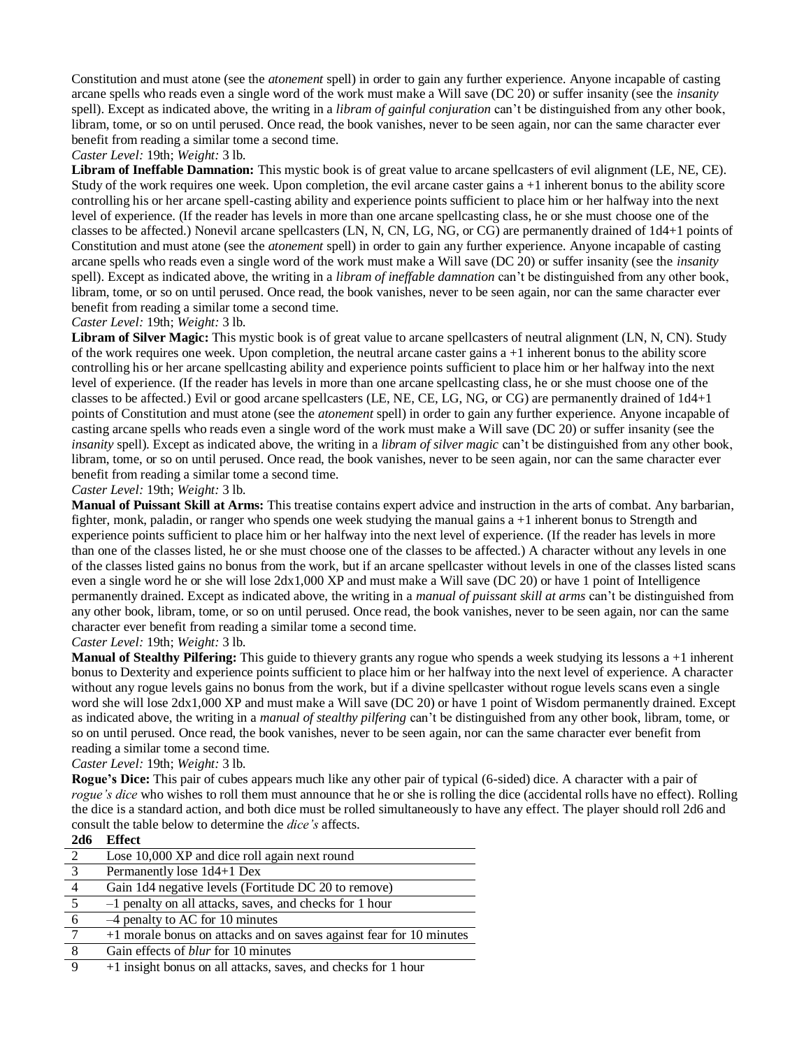Constitution and must atone (see the *atonement* spell) in order to gain any further experience. Anyone incapable of casting arcane spells who reads even a single word of the work must make a Will save (DC 20) or suffer insanity (see the *insanity* spell). Except as indicated above, the writing in a *libram of gainful conjuration* can't be distinguished from any other book, libram, tome, or so on until perused. Once read, the book vanishes, never to be seen again, nor can the same character ever benefit from reading a similar tome a second time.

*Caster Level:* 19th; *Weight:* 3 lb.

**Libram of Ineffable Damnation:** This mystic book is of great value to arcane spellcasters of evil alignment (LE, NE, CE). Study of the work requires one week. Upon completion, the evil arcane caster gains a +1 inherent bonus to the ability score controlling his or her arcane spell-casting ability and experience points sufficient to place him or her halfway into the next level of experience. (If the reader has levels in more than one arcane spellcasting class, he or she must choose one of the classes to be affected.) Nonevil arcane spellcasters (LN, N, CN, LG, NG, or CG) are permanently drained of 1d4+1 points of Constitution and must atone (see the *atonement* spell) in order to gain any further experience. Anyone incapable of casting arcane spells who reads even a single word of the work must make a Will save (DC 20) or suffer insanity (see the *insanity* spell). Except as indicated above, the writing in a *libram of ineffable damnation* can't be distinguished from any other book, libram, tome, or so on until perused. Once read, the book vanishes, never to be seen again, nor can the same character ever benefit from reading a similar tome a second time.

*Caster Level:* 19th; *Weight:* 3 lb.

**Libram of Silver Magic:** This mystic book is of great value to arcane spellcasters of neutral alignment (LN, N, CN). Study of the work requires one week. Upon completion, the neutral arcane caster gains a +1 inherent bonus to the ability score controlling his or her arcane spellcasting ability and experience points sufficient to place him or her halfway into the next level of experience. (If the reader has levels in more than one arcane spellcasting class, he or she must choose one of the classes to be affected.) Evil or good arcane spellcasters (LE, NE, CE, LG, NG, or CG) are permanently drained of 1d4+1 points of Constitution and must atone (see the *atonement* spell) in order to gain any further experience. Anyone incapable of casting arcane spells who reads even a single word of the work must make a Will save (DC 20) or suffer insanity (see the *insanity* spell). Except as indicated above, the writing in a *libram of silver magic* can't be distinguished from any other book, libram, tome, or so on until perused. Once read, the book vanishes, never to be seen again, nor can the same character ever benefit from reading a similar tome a second time.

*Caster Level:* 19th; *Weight:* 3 lb.

**Manual of Puissant Skill at Arms:** This treatise contains expert advice and instruction in the arts of combat. Any barbarian, fighter, monk, paladin, or ranger who spends one week studying the manual gains a +1 inherent bonus to Strength and experience points sufficient to place him or her halfway into the next level of experience. (If the reader has levels in more than one of the classes listed, he or she must choose one of the classes to be affected.) A character without any levels in one of the classes listed gains no bonus from the work, but if an arcane spellcaster without levels in one of the classes listed scans even a single word he or she will lose 2dx1,000 XP and must make a Will save (DC 20) or have 1 point of Intelligence permanently drained. Except as indicated above, the writing in a *manual of puissant skill at arms* can't be distinguished from any other book, libram, tome, or so on until perused. Once read, the book vanishes, never to be seen again, nor can the same character ever benefit from reading a similar tome a second time.

*Caster Level:* 19th; *Weight:* 3 lb.

**Manual of Stealthy Pilfering:** This guide to thievery grants any rogue who spends a week studying its lessons a +1 inherent bonus to Dexterity and experience points sufficient to place him or her halfway into the next level of experience. A character without any rogue levels gains no bonus from the work, but if a divine spellcaster without rogue levels scans even a single word she will lose 2dx1,000 XP and must make a Will save (DC 20) or have 1 point of Wisdom permanently drained. Except as indicated above, the writing in a *manual of stealthy pilfering* can't be distinguished from any other book, libram, tome, or so on until perused. Once read, the book vanishes, never to be seen again, nor can the same character ever benefit from reading a similar tome a second time.

*Caster Level:* 19th; *Weight:* 3 lb.

**Rogue's Dice:** This pair of cubes appears much like any other pair of typical (6-sided) dice. A character with a pair of *rogue's dice* who wishes to roll them must announce that he or she is rolling the dice (accidental rolls have no effect). Rolling the dice is a standard action, and both dice must be rolled simultaneously to have any effect. The player should roll 2d6 and consult the table below to determine the *dice's* affects.

| 2d6 | Effect |
|---|---|
| 2 | Lose 10,000 XP and dice roll again next round |
| 3 | Permanently lose 1d4+1 Dex |
| 4 | Gain 1d4 negative levels (Fortitude DC 20 to remove) |
| 5 | –1 penalty on all attacks, saves, and checks for 1 hour |
| 6 | –4 penalty to AC for 10 minutes |
| 7 | +1 morale bonus on attacks and on saves against fear for 10 minutes |
| 8 | Gain effects of *blur* for 10 minutes |
| 9 | +1 insight bonus on all attacks, saves, and checks for 1 hour |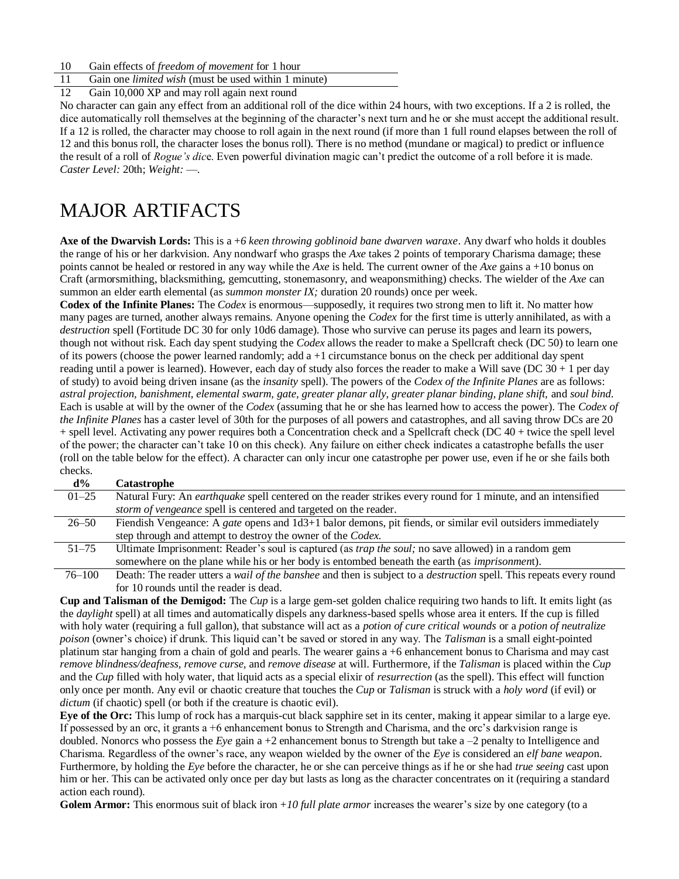| | |
|---|---|
| 10 | Gain effects of *freedom of movement* for 1 hour |
| 11 | Gain one *limited wish* (must be used within 1 minute) |
| 12 | Gain 10,000 XP and may roll again next round |

No character can gain any effect from an additional roll of the dice within 24 hours, with two exceptions. If a 2 is rolled, the dice automatically roll themselves at the beginning of the character's next turn and he or she must accept the additional result. If a 12 is rolled, the character may choose to roll again in the next round (if more than 1 full round elapses between the roll of 12 and this bonus roll, the character loses the bonus roll). There is no method (mundane or magical) to predict or influence the result of a roll of *Rogue's dic*e. Even powerful divination magic can't predict the outcome of a roll before it is made. *Caster Level:* 20th; *Weight:* —.

# MAJOR ARTIFACTS

**Axe of the Dwarvish Lords:** This is a *+6 keen throwing goblinoid bane dwarven waraxe*. Any dwarf who holds it doubles the range of his or her darkvision. Any nondwarf who grasps the *Axe* takes 2 points of temporary Charisma damage; these points cannot be healed or restored in any way while the *Axe* is held. The current owner of the *Axe* gains a +10 bonus on Craft (armorsmithing, blacksmithing, gemcutting, stonemasonry, and weaponsmithing) checks. The wielder of the *Axe* can summon an elder earth elemental (as *summon monster IX;* duration 20 rounds) once per week.

**Codex of the Infinite Planes:** The *Codex* is enormous—supposedly, it requires two strong men to lift it. No matter how many pages are turned, another always remains. Anyone opening the *Codex* for the first time is utterly annihilated, as with a *destruction* spell (Fortitude DC 30 for only 10d6 damage). Those who survive can peruse its pages and learn its powers, though not without risk. Each day spent studying the *Codex* allows the reader to make a Spellcraft check (DC 50) to learn one of its powers (choose the power learned randomly; add a +1 circumstance bonus on the check per additional day spent reading until a power is learned). However, each day of study also forces the reader to make a Will save (DC 30 + 1 per day of study) to avoid being driven insane (as the *insanity* spell). The powers of the *Codex of the Infinite Planes* are as follows: *astral projection, banishment, elemental swarm, gate, greater planar ally, greater planar binding, plane shift,* and *soul bind*. Each is usable at will by the owner of the *Codex* (assuming that he or she has learned how to access the power). The *Codex of the Infinite Planes* has a caster level of 30th for the purposes of all powers and catastrophes, and all saving throw DCs are 20 + spell level. Activating any power requires both a Concentration check and a Spellcraft check (DC 40 + twice the spell level of the power; the character can't take 10 on this check). Any failure on either check indicates a catastrophe befalls the user (roll on the table below for the effect). A character can only incur one catastrophe per power use, even if he or she fails both checks.

| d% | Catastrophe |
|---|---|
| 01–25 | Natural Fury: An *earthquake* spell centered on the reader strikes every round for 1 minute, and an intensified *storm of vengeance* spell is centered and targeted on the reader. |
| 26–50 | Fiendish Vengeance: A *gate* opens and 1d3+1 balor demons, pit fiends, or similar evil outsiders immediately step through and attempt to destroy the owner of the *Codex.* |
| 51–75 | Ultimate Imprisonment: Reader's soul is captured (as *trap the soul;* no save allowed) in a random gem somewhere on the plane while his or her body is entombed beneath the earth (as *imprisonmen*t). |
| 76–100 | Death: The reader utters a *wail of the banshee* and then is subject to a *destruction* spell. This repeats every round for 10 rounds until the reader is dead. |

**Cup and Talisman of the Demigod:** The *Cup* is a large gem-set golden chalice requiring two hands to lift. It emits light (as the *daylight* spell) at all times and automatically dispels any darkness-based spells whose area it enters. If the cup is filled with holy water (requiring a full gallon), that substance will act as a *potion of cure critical wounds* or a *potion of neutralize poison* (owner's choice) if drunk. This liquid can't be saved or stored in any way. The *Talisman* is a small eight-pointed platinum star hanging from a chain of gold and pearls. The wearer gains a +6 enhancement bonus to Charisma and may cast *remove blindness/deafness, remove curse,* and *remove disease* at will. Furthermore, if the *Talisman* is placed within the *Cup* and the *Cup* filled with holy water, that liquid acts as a special elixir of *resurrection* (as the spell). This effect will function only once per month. Any evil or chaotic creature that touches the *Cup* or *Talisman* is struck with a *holy word* (if evil) or *dictum* (if chaotic) spell (or both if the creature is chaotic evil).

**Eye of the Orc:** This lump of rock has a marquis-cut black sapphire set in its center, making it appear similar to a large eye. If possessed by an orc, it grants a +6 enhancement bonus to Strength and Charisma, and the orc's darkvision range is doubled. Nonorcs who possess the *Eye* gain a +2 enhancement bonus to Strength but take a –2 penalty to Intelligence and Charisma. Regardless of the owner's race, any weapon wielded by the owner of the *Eye* is considered an *elf bane weapo*n. Furthermore, by holding the *Eye* before the character, he or she can perceive things as if he or she had *true seeing* cast upon him or her. This can be activated only once per day but lasts as long as the character concentrates on it (requiring a standard action each round).

**Golem Armor:** This enormous suit of black iron *+10 full plate armor* increases the wearer's size by one category (to a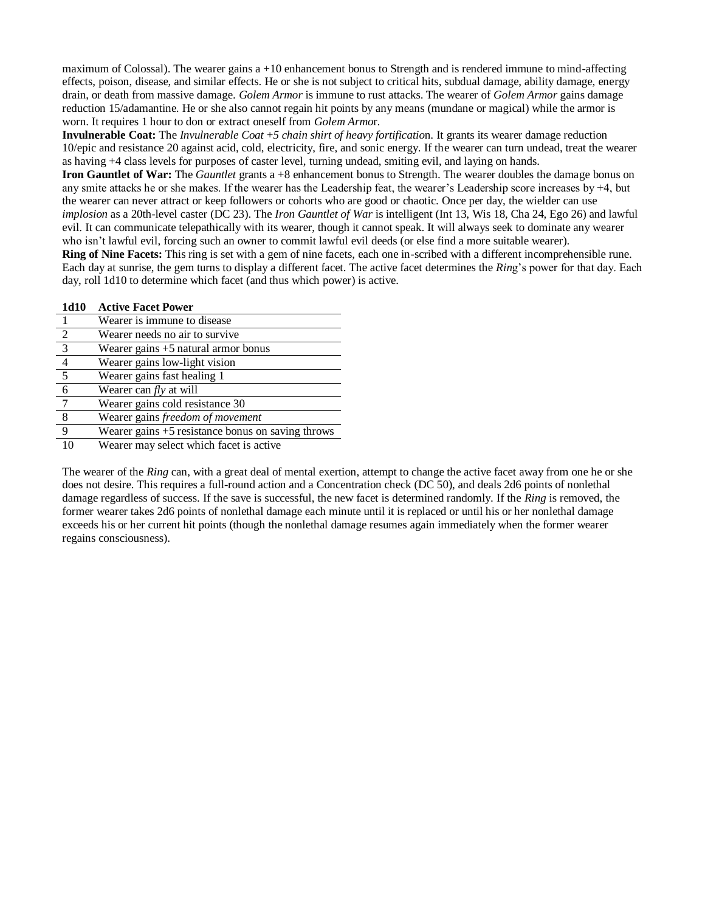maximum of Colossal). The wearer gains a +10 enhancement bonus to Strength and is rendered immune to mind-affecting effects, poison, disease, and similar effects. He or she is not subject to critical hits, subdual damage, ability damage, energy drain, or death from massive damage. *Golem Armor* is immune to rust attacks. The wearer of *Golem Armor* gains damage reduction 15/adamantine. He or she also cannot regain hit points by any means (mundane or magical) while the armor is worn. It requires 1 hour to don or extract oneself from *Golem Armo*r.

**Invulnerable Coat:** The *Invulnerable Coat +5 chain shirt of heavy fortificatio*n. It grants its wearer damage reduction 10/epic and resistance 20 against acid, cold, electricity, fire, and sonic energy. If the wearer can turn undead, treat the wearer as having +4 class levels for purposes of caster level, turning undead, smiting evil, and laying on hands.

**Iron Gauntlet of War:** The *Gauntlet* grants a +8 enhancement bonus to Strength. The wearer doubles the damage bonus on any smite attacks he or she makes. If the wearer has the Leadership feat, the wearer's Leadership score increases by +4, but the wearer can never attract or keep followers or cohorts who are good or chaotic. Once per day, the wielder can use *implosion* as a 20th-level caster (DC 23). The *Iron Gauntlet of War* is intelligent (Int 13, Wis 18, Cha 24, Ego 26) and lawful evil. It can communicate telepathically with its wearer, though it cannot speak. It will always seek to dominate any wearer who isn't lawful evil, forcing such an owner to commit lawful evil deeds (or else find a more suitable wearer).

**Ring of Nine Facets:** This ring is set with a gem of nine facets, each one in-scribed with a different incomprehensible rune. Each day at sunrise, the gem turns to display a different facet. The active facet determines the *Rin*g's power for that day. Each day, roll 1d10 to determine which facet (and thus which power) is active.

| 1d10 | Active Facet Power |
|---|---|
| 1 | Wearer is immune to disease |
| 2 | Wearer needs no air to survive |
| 3 | Wearer gains +5 natural armor bonus |
| 4 | Wearer gains low-light vision |
| 5 | Wearer gains fast healing 1 |
| 6 | Wearer can *fly* at will |
| 7 | Wearer gains cold resistance 30 |
| 8 | Wearer gains *freedom of movement* |
| 9 | Wearer gains +5 resistance bonus on saving throws |
| 10 | Wearer may select which facet is active |

The wearer of the *Ring* can, with a great deal of mental exertion, attempt to change the active facet away from one he or she does not desire. This requires a full-round action and a Concentration check (DC 50), and deals 2d6 points of nonlethal damage regardless of success. If the save is successful, the new facet is determined randomly. If the *Ring* is removed, the former wearer takes 2d6 points of nonlethal damage each minute until it is replaced or until his or her nonlethal damage exceeds his or her current hit points (though the nonlethal damage resumes again immediately when the former wearer regains consciousness).